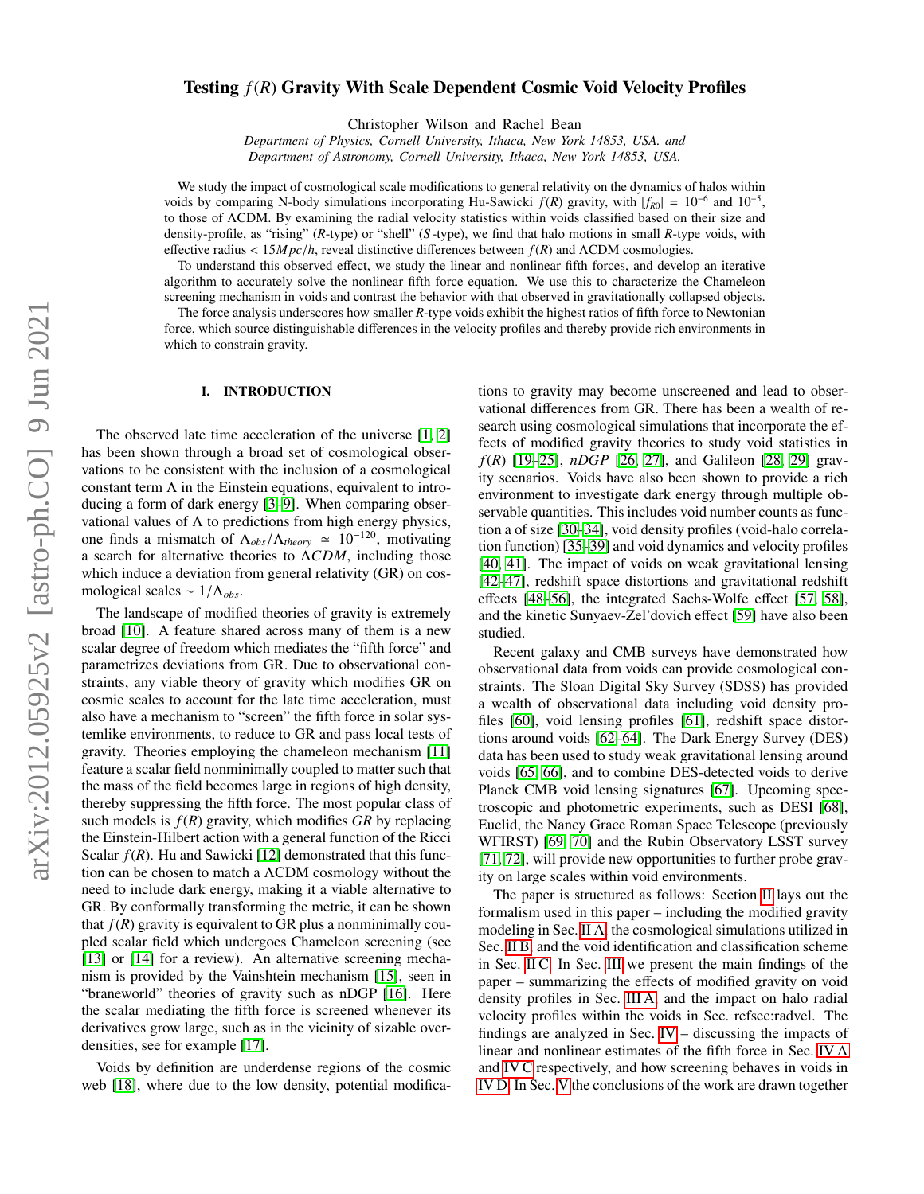# Testing $f(R)$ Gravity With Scale Dependent Cosmic Void Velocity Profiles

Christopher Wilson and Rachel Bean

*Department of Physics, Cornell University, Ithaca, New York 14853, USA. and*
*Department of Astronomy, Cornell University, Ithaca, New York 14853, USA.*

We study the impact of cosmological scale modifications to general relativity on the dynamics of halos within voids by comparing N-body simulations incorporating Hu-Sawicki $f(R)$ gravity, with $|f_{R0}| = 10^{-6}$ and $10^{-5}$, to those of ΛCDM. By examining the radial velocity statistics within voids classified based on their size and density-profile, as "rising" ($R$-type) or "shell" ($S$-type), we find that halo motions in small $R$-type voids, with effective radius $< 15Mpc/h$, reveal distinctive differences between $f(R)$ and ΛCDM cosmologies.

To understand this observed effect, we study the linear and nonlinear fifth forces, and develop an iterative algorithm to accurately solve the nonlinear fifth force equation. We use this to characterize the Chameleon screening mechanism in voids and contrast the behavior with that observed in gravitationally collapsed objects.

The force analysis underscores how smaller $R$-type voids exhibit the highest ratios of fifth force to Newtonian force, which source distinguishable differences in the velocity profiles and thereby provide rich environments in which to constrain gravity.

## I. INTRODUCTION

The observed late time acceleration of the universe [1, 2] has been shown through a broad set of cosmological observations to be consistent with the inclusion of a cosmological constant term Λ in the Einstein equations, equivalent to introducing a form of dark energy [3–9]. When comparing observational values of Λ to predictions from high energy physics, one finds a mismatch of $\Lambda_{obs}/\Lambda_{theory} \simeq 10^{-120}$, motivating a search for alternative theories to $\Lambda CDM$, including those which induce a deviation from general relativity (GR) on cosmological scales $\sim 1/\Lambda_{obs}$.

The landscape of modified theories of gravity is extremely broad [10]. A feature shared across many of them is a new scalar degree of freedom which mediates the "fifth force" and parametrizes deviations from GR. Due to observational constraints, any viable theory of gravity which modifies GR on cosmic scales to account for the late time acceleration, must also have a mechanism to "screen" the fifth force in solar systemlike environments, to reduce to GR and pass local tests of gravity. Theories employing the chameleon mechanism [11] feature a scalar field nonminimally coupled to matter such that the mass of the field becomes large in regions of high density, thereby suppressing the fifth force. The most popular class of such models is $f(R)$ gravity, which modifies *GR* by replacing the Einstein-Hilbert action with a general function of the Ricci Scalar $f(R)$. Hu and Sawicki [12] demonstrated that this function can be chosen to match a ΛCDM cosmology without the need to include dark energy, making it a viable alternative to GR. By conformally transforming the metric, it can be shown that $f(R)$ gravity is equivalent to GR plus a nonminimally coupled scalar field which undergoes Chameleon screening (see [13] or [14] for a review). An alternative screening mechanism is provided by the Vainshtein mechanism [15], seen in "braneworld" theories of gravity such as nDGP [16]. Here the scalar mediating the fifth force is screened whenever its derivatives grow large, such as in the vicinity of sizable overdensities, see for example [17].

Voids by definition are underdense regions of the cosmic web [18], where due to the low density, potential modifications to gravity may become unscreened and lead to observational differences from GR. There has been a wealth of research using cosmological simulations that incorporate the effects of modified gravity theories to study void statistics in $f(R)$ [19–25], *nDGP* [26, 27], and Galileon [28, 29] gravity scenarios. Voids have also been shown to provide a rich environment to investigate dark energy through multiple observable quantities. This includes void number counts as function a of size [30–34], void density profiles (void-halo correlation function) [35–39] and void dynamics and velocity profiles [40, 41]. The impact of voids on weak gravitational lensing [42–47], redshift space distortions and gravitational redshift effects [48–56], the integrated Sachs-Wolfe effect [57, 58], and the kinetic Sunyaev-Zel'dovich effect [59] have also been studied.

Recent galaxy and CMB surveys have demonstrated how observational data from voids can provide cosmological constraints. The Sloan Digital Sky Survey (SDSS) has provided a wealth of observational data including void density profiles [60], void lensing profiles [61], redshift space distortions around voids [62–64]. The Dark Energy Survey (DES) data has been used to study weak gravitational lensing around voids [65, 66], and to combine DES-detected voids to derive Planck CMB void lensing signatures [67]. Upcoming spectroscopic and photometric experiments, such as DESI [68], Euclid, the Nancy Grace Roman Space Telescope (previously WFIRST) [69, 70] and the Rubin Observatory LSST survey [71, 72], will provide new opportunities to further probe gravity on large scales within void environments.

The paper is structured as follows: Section II lays out the formalism used in this paper – including the modified gravity modeling in Sec. II A, the cosmological simulations utilized in Sec. II B, and the void identification and classification scheme in Sec. II C. In Sec. III we present the main findings of the paper – summarizing the effects of modified gravity on void density profiles in Sec. III A and the impact on halo radial velocity profiles within the voids in Sec. refsec:radvel. The findings are analyzed in Sec. IV – discussing the impacts of linear and nonlinear estimates of the fifth force in Sec. IV A and IV C respectively, and how screening behaves in voids in IV D. In Sec. V the conclusions of the work are drawn together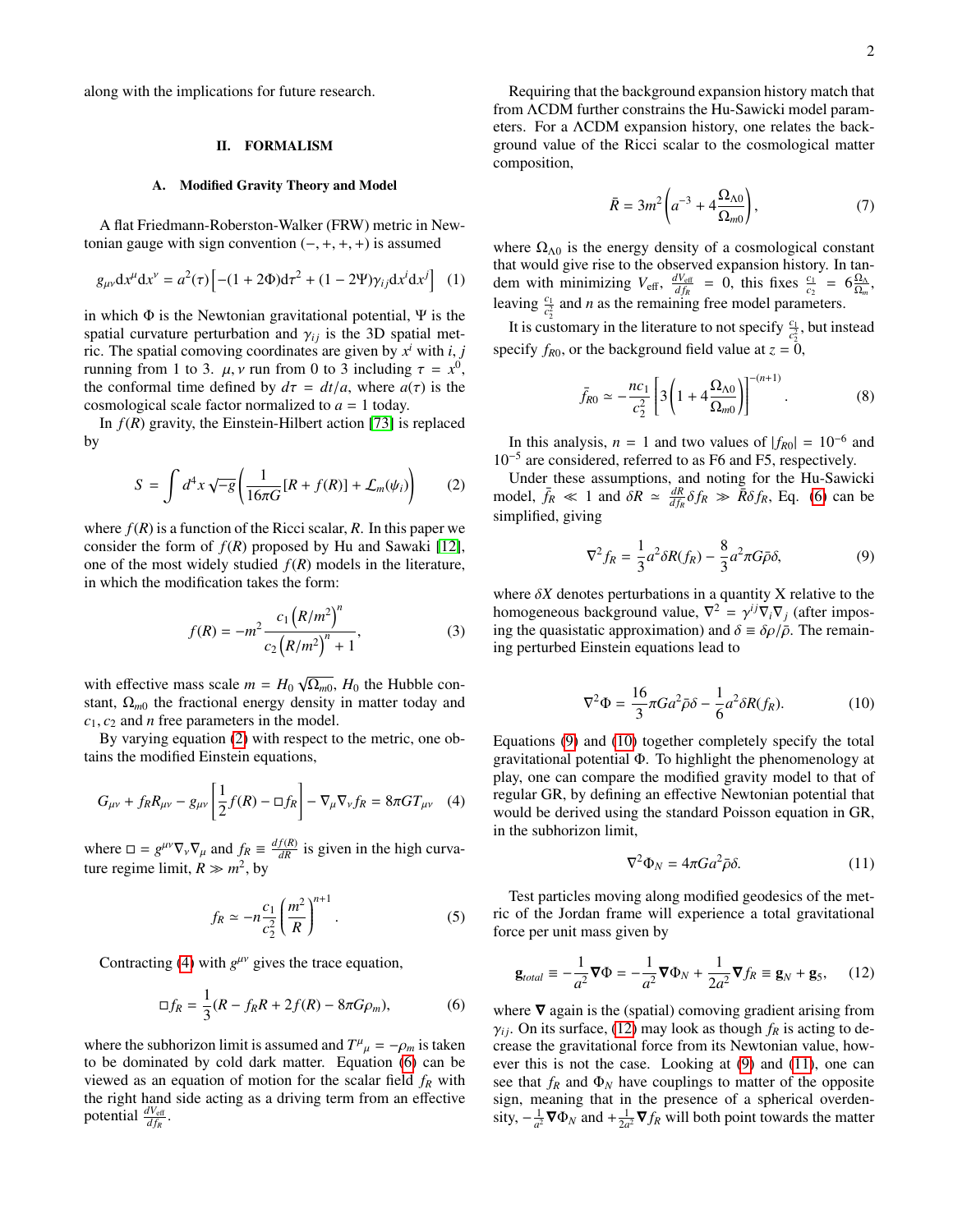along with the implications for future research.

## II. FORMALISM

### A. Modified Gravity Theory and Model

A flat Friedmann-Roberston-Walker (FRW) metric in Newtonian gauge with sign convention $(-,+,+,+)$ is assumed

$$g_{\mu\nu}\mathrm{d}x^\mu \mathrm{d}x^\nu = a^2(\tau)\left[-(1+2\Phi)\mathrm{d}\tau^2 + (1-2\Psi)\gamma_{ij}\mathrm{d}x^i \mathrm{d}x^j\right] \quad (1)$$

in which $\Phi$ is the Newtonian gravitational potential, $\Psi$ is the spatial curvature perturbation and $\gamma_{ij}$ is the 3D spatial metric. The spatial comoving coordinates are given by $x^i$ with $i$, $j$ running from 1 to 3. $\mu, \nu$ run from 0 to 3 including $\tau = x^0$, the conformal time defined by $d\tau = dt/a$, where $a(\tau)$ is the cosmological scale factor normalized to $a = 1$ today.

In $f(R)$ gravity, the Einstein-Hilbert action [73] is replaced by

$$S = \int d^4x \sqrt{-g}\left(\frac{1}{16\pi G}[R + f(R)] + \mathcal{L}_m(\psi_i)\right) \quad (2)$$

where $f(R)$ is a function of the Ricci scalar, $R$. In this paper we consider the form of $f(R)$ proposed by Hu and Sawaki [12], one of the most widely studied $f(R)$ models in the literature, in which the modification takes the form:

$$f(R) = -m^2 \frac{c_1\left(R/m^2\right)^n}{c_2\left(R/m^2\right)^n + 1}, \quad (3)$$

with effective mass scale $m = H_0\sqrt{\Omega_{m0}}$, $H_0$ the Hubble constant, $\Omega_{m0}$ the fractional energy density in matter today and $c_1, c_2$ and $n$ free parameters in the model.

By varying equation (2) with respect to the metric, one obtains the modified Einstein equations,

$$G_{\mu\nu} + f_R R_{\mu\nu} - g_{\mu\nu}\left[\frac{1}{2}f(R) - \Box f_R\right] - \nabla_\mu\nabla_\nu f_R = 8\pi G T_{\mu\nu} \quad (4)$$

where $\Box = g^{\mu\nu}\nabla_\nu\nabla_\mu$ and $f_R \equiv \frac{df(R)}{dR}$ is given in the high curvature regime limit, $R \gg m^2$, by

$$f_R \simeq -n\frac{c_1}{c_2^2}\left(\frac{m^2}{R}\right)^{n+1}. \quad (5)$$

Contracting (4) with $g^{\mu\nu}$ gives the trace equation,

$$\Box f_R = \frac{1}{3}(R - f_R R + 2f(R) - 8\pi G\rho_m), \quad (6)$$

where the subhorizon limit is assumed and $T^\mu{}_\mu = -\rho_m$ is taken to be dominated by cold dark matter. Equation (6) can be viewed as an equation of motion for the scalar field $f_R$ with the right hand side acting as a driving term from an effective potential $\frac{dV_{\rm eff}}{df_R}$.

Requiring that the background expansion history match that from ΛCDM further constrains the Hu-Sawicki model parameters. For a ΛCDM expansion history, one relates the background value of the Ricci scalar to the cosmological matter composition,

$$\bar{R} = 3m^2\left(a^{-3} + 4\frac{\Omega_{\Lambda 0}}{\Omega_{m0}}\right), \quad (7)$$

where $\Omega_{\Lambda 0}$ is the energy density of a cosmological constant that would give rise to the observed expansion history. In tandem with minimizing $V_{\rm eff}$, $\frac{dV_{\rm eff}}{df_R} = 0$, this fixes $\frac{c_1}{c_2} = 6\frac{\Omega_\Lambda}{\Omega_m}$, leaving $\frac{c_1}{c_2^2}$ and $n$ as the remaining free model parameters.

It is customary in the literature to not specify $\frac{c_1}{c_2^2}$, but instead specify $f_{R0}$, or the background field value at $z = 0$,

$$\bar{f}_{R0} \simeq -\frac{nc_1}{c_2^2}\left[3\left(1 + 4\frac{\Omega_{\Lambda 0}}{\Omega_{m0}}\right)\right]^{-(n+1)}. \quad (8)$$

In this analysis, $n = 1$ and two values of $|f_{R0}| = 10^{-6}$ and $10^{-5}$ are considered, referred to as F6 and F5, respectively.

Under these assumptions, and noting for the Hu-Sawicki model, $\bar{f}_R \ll 1$ and $\delta R \simeq \frac{dR}{df_R}\delta f_R \gg \bar{R}\delta f_R$, Eq. (6) can be simplified, giving

$$\nabla^2 f_R = \frac{1}{3}a^2\delta R(f_R) - \frac{8}{3}a^2\pi G\bar{\rho}\delta, \quad (9)$$

where $\delta X$ denotes perturbations in a quantity X relative to the homogeneous background value, $\nabla^2 = \gamma^{ij}\nabla_i\nabla_j$ (after imposing the quasistatic approximation) and $\delta \equiv \delta\rho/\bar{\rho}$. The remaining perturbed Einstein equations lead to

$$\nabla^2\Phi = \frac{16}{3}\pi G a^2\bar{\rho}\delta - \frac{1}{6}a^2\delta R(f_R). \quad (10)$$

Equations (9) and (10) together completely specify the total gravitational potential $\Phi$. To highlight the phenomenology at play, one can compare the modified gravity model to that of regular GR, by defining an effective Newtonian potential that would be derived using the standard Poisson equation in GR, in the subhorizon limit,

$$\nabla^2\Phi_N = 4\pi G a^2\bar{\rho}\delta. \quad (11)$$

Test particles moving along modified geodesics of the metric of the Jordan frame will experience a total gravitational force per unit mass given by

$$\mathbf{g}_{total} \equiv -\frac{1}{a^2}\mathbf{\nabla}\Phi = -\frac{1}{a^2}\mathbf{\nabla}\Phi_N + \frac{1}{2a^2}\mathbf{\nabla}f_R \equiv \mathbf{g}_N + \mathbf{g}_5, \quad (12)$$

where $\mathbf{\nabla}$ again is the (spatial) comoving gradient arising from $\gamma_{ij}$. On its surface, (12) may look as though $f_R$ is acting to decrease the gravitational force from its Newtonian value, however this is not the case. Looking at (9) and (11), one can see that $f_R$ and $\Phi_N$ have couplings to matter of the opposite sign, meaning that in the presence of a spherical overdensity, $-\frac{1}{a^2}\mathbf{\nabla}\Phi_N$ and $+\frac{1}{2a^2}\mathbf{\nabla}f_R$ will both point towards the matter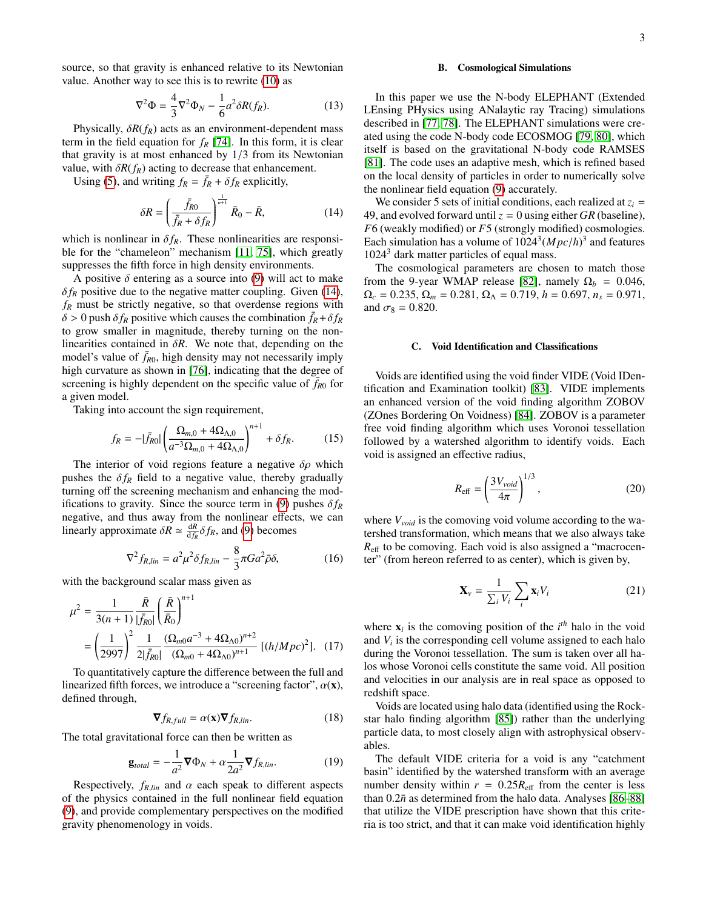source, so that gravity is enhanced relative to its Newtonian value. Another way to see this is to rewrite (10) as

$$\nabla^2 \Phi = \frac{4}{3}\nabla^2 \Phi_N - \frac{1}{6}a^2 \delta R(f_R). \tag{13}$$

Physically, $\delta R(f_R)$ acts as an environment-dependent mass term in the field equation for $f_R$ [74]. In this form, it is clear that gravity is at most enhanced by 1/3 from its Newtonian value, with $\delta R(f_R)$ acting to decrease that enhancement.

Using (5), and writing $f_R = \bar{f}_R + \delta f_R$ explicitly,

$$\delta R = \left(\frac{\bar{f}_{R0}}{\bar{f}_R + \delta f_R}\right)^{\frac{1}{n+1}} \bar{R}_0 - \bar{R}, \tag{14}$$

which is nonlinear in $\delta f_R$. These nonlinearities are responsible for the "chameleon" mechanism [11, 75], which greatly suppresses the fifth force in high density environments.

A positive $\delta$ entering as a source into (9) will act to make $\delta f_R$ positive due to the negative matter coupling. Given (14), $f_R$ must be strictly negative, so that overdense regions with $\delta > 0$ push $\delta f_R$ positive which causes the combination $\bar{f}_R + \delta f_R$ to grow smaller in magnitude, thereby turning on the nonlinearities contained in $\delta R$. We note that, depending on the model's value of $\bar{f}_{R0}$, high density may not necessarily imply high curvature as shown in [76], indicating that the degree of screening is highly dependent on the specific value of $\bar{f}_{R0}$ for a given model.

Taking into account the sign requirement,

$$f_R = -|\bar{f}_{R0}| \left(\frac{\Omega_{m,0} + 4\Omega_{\Lambda,0}}{a^{-3}\Omega_{m,0} + 4\Omega_{\Lambda,0}}\right)^{n+1} + \delta f_R. \tag{15}$$

The interior of void regions feature a negative $\delta\rho$ which pushes the $\delta f_R$ field to a negative value, thereby gradually turning off the screening mechanism and enhancing the modifications to gravity. Since the source term in (9) pushes $\delta f_R$ negative, and thus away from the nonlinear effects, we can linearly approximate $\delta R \simeq \frac{dR}{df_R}\delta f_R$, and (9) becomes

$$\nabla^2 f_{R,lin} = a^2 \mu^2 \delta f_{R,lin} - \frac{8}{3}\pi G a^2 \bar{\rho}\delta, \tag{16}$$

with the background scalar mass given as

$$\begin{aligned}
\mu^2 &= \frac{1}{3(n+1)}\frac{\bar{R}}{|\bar{f}_{R0}|}\left(\frac{\bar{R}}{\bar{R}_0}\right)^{n+1} \\
&= \left(\frac{1}{2997}\right)^2 \frac{1}{2|\bar{f}_{R0}|}\frac{(\Omega_{m0}a^{-3} + 4\Omega_{\Lambda 0})^{n+2}}{(\Omega_{m0} + 4\Omega_{\Lambda 0})^{n+1}}\ [(h/Mpc)^2].
\end{aligned} \tag{17}$$

To quantitatively capture the difference between the full and linearized fifth forces, we introduce a "screening factor", $\alpha(\mathbf{x})$, defined through,

$$\nabla f_{R,full} = \alpha(\mathbf{x})\nabla f_{R,lin}. \tag{18}$$

The total gravitational force can then be written as

$$\mathbf{g}_{total} = -\frac{1}{a^2}\nabla\Phi_N + \alpha\frac{1}{2a^2}\nabla f_{R,lin}. \tag{19}$$

Respectively, $f_{R,lin}$ and $\alpha$ each speak to different aspects of the physics contained in the full nonlinear field equation (9), and provide complementary perspectives on the modified gravity phenomenology in voids.

### B. Cosmological Simulations

In this paper we use the N-body ELEPHANT (Extended LEnsing PHysics using ANalaytic ray Tracing) simulations described in [77, 78]. The ELEPHANT simulations were created using the code N-body code ECOSMOG [79, 80], which itself is based on the gravitational N-body code RAMSES [81]. The code uses an adaptive mesh, which is refined based on the local density of particles in order to numerically solve the nonlinear field equation (9) accurately.

We consider 5 sets of initial conditions, each realized at $z_i = 49$, and evolved forward until $z = 0$ using either *GR* (baseline), *F*6 (weakly modified) or *F*5 (strongly modified) cosmologies. Each simulation has a volume of $1024^3 (Mpc/h)^3$ and features $1024^3$ dark matter particles of equal mass.

The cosmological parameters are chosen to match those from the 9-year WMAP release [82], namely $\Omega_b = 0.046$, $\Omega_c = 0.235$, $\Omega_m = 0.281$, $\Omega_\Lambda = 0.719$, $h = 0.697$, $n_s = 0.971$, and $\sigma_8 = 0.820$.

### C. Void Identification and Classifications

Voids are identified using the void finder VIDE (Void IDentification and Examination toolkit) [83]. VIDE implements an enhanced version of the void finding algorithm ZOBOV (ZOnes Bordering On Voidness) [84]. ZOBOV is a parameter free void finding algorithm which uses Voronoi tessellation followed by a watershed algorithm to identify voids. Each void is assigned an effective radius,

$$R_{\rm eff} = \left(\frac{3V_{void}}{4\pi}\right)^{1/3}, \tag{20}$$

where $V_{void}$ is the comoving void volume according to the watershed transformation, which means that we also always take $R_{\rm eff}$ to be comoving. Each void is also assigned a "macrocenter" (from hereon referred to as center), which is given by,

$$\mathbf{X}_v = \frac{1}{\sum_i V_i}\sum_i \mathbf{x}_i V_i \tag{21}$$

where $\mathbf{x}_i$ is the comoving position of the $i^{th}$ halo in the void and $V_i$ is the corresponding cell volume assigned to each halo during the Voronoi tessellation. The sum is taken over all halos whose Voronoi cells constitute the same void. All position and velocities in our analysis are in real space as opposed to redshift space.

Voids are located using halo data (identified using the Rockstar halo finding algorithm [85]) rather than the underlying particle data, to most closely align with astrophysical observables.

The default VIDE criteria for a void is any "catchment basin" identified by the watershed transform with an average number density within $r = 0.25R_{\rm eff}$ from the center is less than $0.2\bar{n}$ as determined from the halo data. Analyses [86–88] that utilize the VIDE prescription have shown that this criteria is too strict, and that it can make void identification highly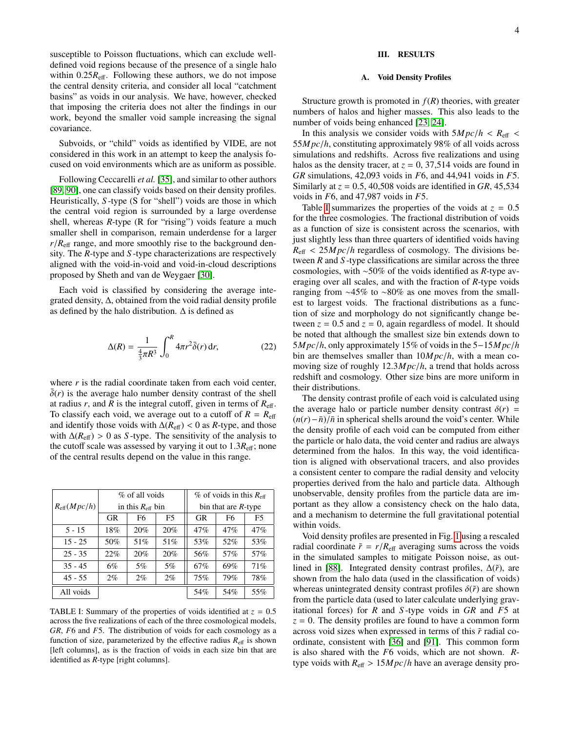susceptible to Poisson fluctuations, which can exclude well-defined void regions because of the presence of a single halo within $0.25R_{\rm eff}$. Following these authors, we do not impose the central density criteria, and consider all local "catchment basins" as voids in our analysis. We have, however, checked that imposing the criteria does not alter the findings in our work, beyond the smaller void sample increasing the signal covariance.

Subvoids, or "child" voids as identified by VIDE, are not considered in this work in an attempt to keep the analysis focused on void environments which are as uniform as possible.

Following Ceccarelli *et al.* [35], and similar to other authors [89, 90], one can classify voids based on their density profiles. Heuristically, $S$-type (S for "shell") voids are those in which the central void region is surrounded by a large overdense shell, whereas $R$-type (R for "rising") voids feature a much smaller shell in comparison, remain underdense for a larger $r/R_{\rm eff}$ range, and more smoothly rise to the background density. The $R$-type and $S$-type characterizations are respectively aligned with the void-in-void and void-in-cloud descriptions proposed by Sheth and van de Weygaer [30].

Each void is classified by considering the average integrated density, $\Delta$, obtained from the void radial density profile as defined by the halo distribution. $\Delta$ is defined as

$$\Delta(R) = \frac{1}{\frac{4}{3}\pi R^3} \int_0^R 4\pi r^2 \bar{\delta}(r)\, \mathrm{d}r, \tag{22}$$

where $r$ is the radial coordinate taken from each void center, $\bar{\delta}(r)$ is the average halo number density contrast of the shell at radius $r$, and $R$ is the integral cutoff, given in terms of $R_{\rm eff}$. To classify each void, we average out to a cutoff of $R = R_{\rm eff}$ and identify those voids with $\Delta(R_{\rm eff}) < 0$ as $R$-type, and those with $\Delta(R_{\rm eff}) > 0$ as $S$-type. The sensitivity of the analysis to the cutoff scale was assessed by varying it out to $1.3R_{\rm eff}$; none of the central results depend on the value in this range.

| $R_{\rm eff}(Mpc/h)$ | % of all voids in this $R_{\rm eff}$ bin | | | % of voids in this $R_{\rm eff}$ bin that are $R$-type | | |
|---|---|---|---|---|---|---|
| | GR | F6 | F5 | GR | F6 | F5 |
| 5 - 15 | 18% | 20% | 20% | 47% | 47% | 47% |
| 15 - 25 | 50% | 51% | 51% | 53% | 52% | 53% |
| 25 - 35 | 22% | 20% | 20% | 56% | 57% | 57% |
| 35 - 45 | 6% | 5% | 5% | 67% | 69% | 71% |
| 45 - 55 | 2% | 2% | 2% | 75% | 79% | 78% |
| All voids | | | | 54% | 54% | 55% |

TABLE I: Summary of the properties of voids identified at $z = 0.5$ across the five realizations of each of the three cosmological models, $GR$, $F6$ and $F5$. The distribution of voids for each cosmology as a function of size, parameterized by the effective radius $R_{\rm eff}$ is shown [left columns], as is the fraction of voids in each size bin that are identified as $R$-type [right columns].

## III. RESULTS

### A. Void Density Profiles

Structure growth is promoted in $f(R)$ theories, with greater numbers of halos and higher masses. This also leads to the number of voids being enhanced [23, 24].

In this analysis we consider voids with $5Mpc/h < R_{\rm eff} < 55Mpc/h$, constituting approximately 98% of all voids across simulations and redshifts. Across five realizations and using halos as the density tracer, at $z = 0$, 37,514 voids are found in $GR$ simulations, 42,093 voids in $F6$, and 44,941 voids in $F5$. Similarly at $z = 0.5$, 40,508 voids are identified in $GR$, 45,534 voids in $F6$, and 47,987 voids in $F5$.

Table I summarizes the properties of the voids at $z = 0.5$ for the three cosmologies. The fractional distribution of voids as a function of size is consistent across the scenarios, with just slightly less than three quarters of identified voids having $R_{\rm eff} < 25Mpc/h$ regardless of cosmology. The divisions between $R$ and $S$-type classifications are similar across the three cosmologies, with ∼50% of the voids identified as $R$-type averaging over all scales, and with the fraction of $R$-type voids ranging from ∼45% to ∼80% as one moves from the smallest to largest voids. The fractional distributions as a function of size and morphology do not significantly change between $z = 0.5$ and $z = 0$, again regardless of model. It should be noted that although the smallest size bin extends down to $5Mpc/h$, only approximately 15% of voids in the $5-15Mpc/h$ bin are themselves smaller than $10Mpc/h$, with a mean comoving size of roughly $12.3Mpc/h$, a trend that holds across redshift and cosmology. Other size bins are more uniform in their distributions.

The density contrast profile of each void is calculated using the average halo or particle number density contrast $\delta(r) = (n(r)-\bar{n})/\bar{n}$ in spherical shells around the void's center. While the density profile of each void can be computed from either the particle or halo data, the void center and radius are always determined from the halos. In this way, the void identification is aligned with observational tracers, and also provides a consistent center to compare the radial density and velocity properties derived from the halo and particle data. Although unobservable, density profiles from the particle data are important as they allow a consistency check on the halo data, and a mechanism to determine the full gravitational potential within voids.

Void density profiles are presented in Fig. 1 using a rescaled radial coordinate $\tilde{r} = r/R_{\rm eff}$ averaging sums across the voids in the simulated samples to mitigate Poisson noise, as outlined in [88]. Integrated density contrast profiles, $\Delta(\tilde{r})$, are shown from the halo data (used in the classification of voids) whereas unintegrated density contrast profiles $\delta(\tilde{r})$ are shown from the particle data (used to later calculate underlying gravitational forces) for $R$ and $S$-type voids in $GR$ and $F5$ at $z = 0$. The density profiles are found to have a common form across void sizes when expressed in terms of this $\tilde{r}$ radial coordinate, consistent with [36] and [91]. This common form is also shared with the $F6$ voids, which are not shown. $R$-type voids with $R_{\rm eff} > 15Mpc/h$ have an average density pro-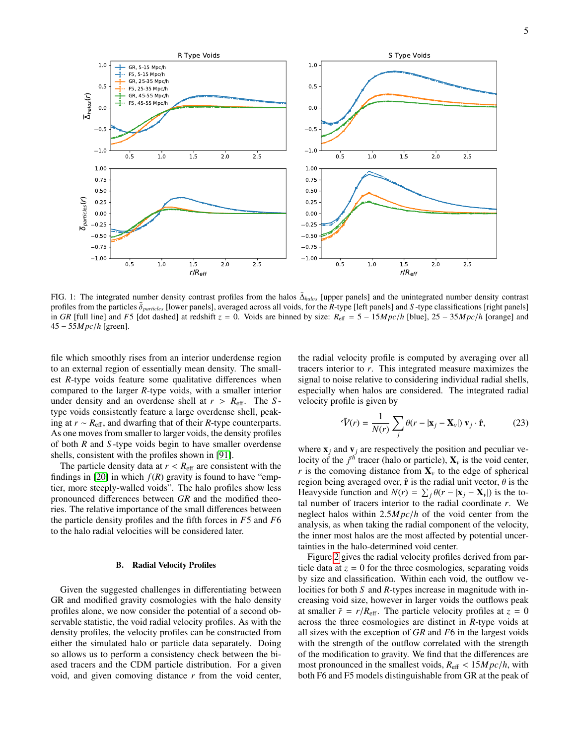FIG. 1: The integrated number density contrast profiles from the halos $\bar{\Delta}_{halos}$ [upper panels] and the unintegrated number density contrast profiles from the particles $\bar{\delta}_{particles}$ [lower panels], averaged across all voids, for the $R$-type [left panels] and $S$-type classifications [right panels] in $GR$ [full line] and $F5$ [dot dashed] at redshift $z = 0$. Voids are binned by size: $R_{\rm eff} = 5 - 15 Mpc/h$ [blue], $25 - 35 Mpc/h$ [orange] and $45 - 55 Mpc/h$ [green].

file which smoothly rises from an interior underdense region to an external region of essentially mean density. The smallest $R$-type voids feature some qualitative differences when compared to the larger $R$-type voids, with a smaller interior under density and an overdense shell at $r > R_{\rm eff}$. The $S$-type voids consistently feature a large overdense shell, peaking at $r \sim R_{\rm eff}$, and dwarfing that of their $R$-type counterparts. As one moves from smaller to larger voids, the density profiles of both $R$ and $S$-type voids begin to have smaller overdense shells, consistent with the profiles shown in [91].

The particle density data at $r < R_{\rm eff}$ are consistent with the findings in [20] in which $f(R)$ gravity is found to have "emptier, more steeply-walled voids". The halo profiles show less pronounced differences between $GR$ and the modified theories. The relative importance of the small differences between the particle density profiles and the fifth forces in $F5$ and $F6$ to the halo radial velocities will be considered later.

### B. Radial Velocity Profiles

Given the suggested challenges in differentiating between GR and modified gravity cosmologies with the halo density profiles alone, we now consider the potential of a second observable statistic, the void radial velocity profiles. As with the density profiles, the velocity profiles can be constructed from either the simulated halo or particle data separately. Doing so allows us to perform a consistency check between the biased tracers and the CDM particle distribution. For a given void, and given comoving distance $r$ from the void center, the radial velocity profile is computed by averaging over all tracers interior to $r$. This integrated measure maximizes the signal to noise relative to considering individual radial shells, especially when halos are considered. The integrated radial velocity profile is given by

$$\bar{\mathcal{V}}(r) = \frac{1}{N(r)} \sum_j \theta(r - |\mathbf{x}_j - \mathbf{X}_v|)\, \mathbf{v}_j \cdot \hat{\mathbf{r}}, \tag{23}$$

where $\mathbf{x}_j$ and $\mathbf{v}_j$ are respectively the position and peculiar velocity of the $j^{th}$ tracer (halo or particle), $\mathbf{X}_v$ is the void center, $r$ is the comoving distance from $\mathbf{X}_v$ to the edge of spherical region being averaged over, $\hat{\mathbf{r}}$ is the radial unit vector, $\theta$ is the Heaviside function and $N(r) = \sum_j \theta(r - |\mathbf{x}_j - \mathbf{X}_v|)$ is the total number of tracers interior to the radial coordinate $r$. We neglect halos within $2.5 Mpc/h$ of the void center from the analysis, as when taking the radial component of the velocity, the inner most halos are the most affected by potential uncertainties in the halo-determined void center.

Figure 2 gives the radial velocity profiles derived from particle data at $z = 0$ for the three cosmologies, separating voids by size and classification. Within each void, the outflow velocities for both $S$ and $R$-types increase in magnitude with increasing void size, however in larger voids the outflows peak at smaller $\tilde{r} = r/R_{\rm eff}$. The particle velocity profiles at $z = 0$ across the three cosmologies are distinct in $R$-type voids at all sizes with the exception of $GR$ and $F6$ in the largest voids with the strength of the outflow correlated with the strength of the modification to gravity. We find that the differences are most pronounced in the smallest voids, $R_{\rm eff} < 15 Mpc/h$, with both F6 and F5 models distinguishable from GR at the peak of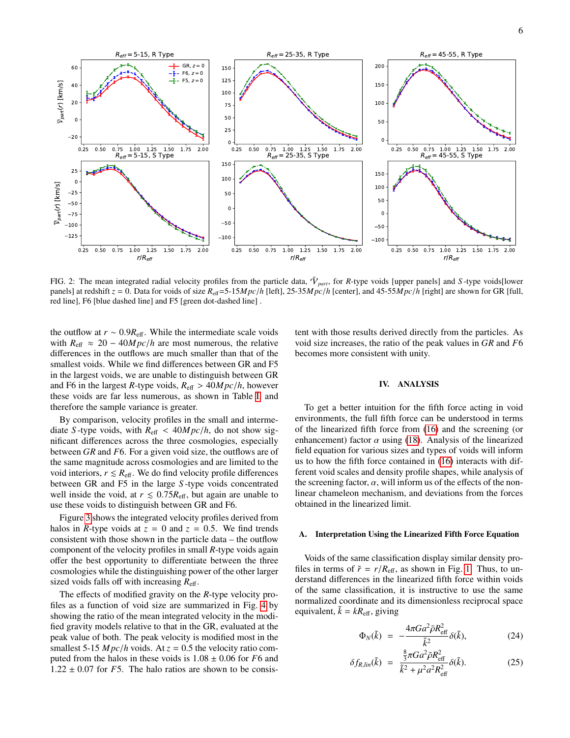FIG. 2: The mean integrated radial velocity profiles from the particle data, $\bar{\mathcal{V}}_{part}$, for $R$-type voids [upper panels] and $S$-type voids[lower panels] at redshift $z = 0$. Data for voids of size $R_{\rm eff}$=5-15$Mpc/h$ [left], 25-35$Mpc/h$ [center], and 45-55$Mpc/h$ [right] are shown for GR [full, red line], F6 [blue dashed line] and F5 [green dot-dashed line] .

the outflow at $r \sim 0.9R_{\rm eff}$. While the intermediate scale voids with $R_{\rm eff} \approx 20 - 40Mpc/h$ are most numerous, the relative differences in the outflows are much smaller than that of the smallest voids. While we find differences between GR and F5 in the largest voids, we are unable to distinguish between GR and F6 in the largest $R$-type voids, $R_{\rm eff} > 40Mpc/h$, however these voids are far less numerous, as shown in Table I and therefore the sample variance is greater.

By comparison, velocity profiles in the small and intermediate $S$-type voids, with $R_{\rm eff} < 40Mpc/h$, do not show significant differences across the three cosmologies, especially between $GR$ and $F6$. For a given void size, the outflows are of the same magnitude across cosmologies and are limited to the void interiors, $r \lesssim R_{\rm eff}$. We do find velocity profile differences between GR and F5 in the large $S$-type voids concentrated well inside the void, at $r \lesssim 0.75R_{\rm eff}$, but again are unable to use these voids to distinguish between GR and F6.

Figure 3 shows the integrated velocity profiles derived from halos in $R$-type voids at $z = 0$ and $z = 0.5$. We find trends consistent with those shown in the particle data – the outflow component of the velocity profiles in small $R$-type voids again offer the best opportunity to differentiate between the three cosmologies while the distinguishing power of the other larger sized voids falls off with increasing $R_{\rm eff}$.

The effects of modified gravity on the $R$-type velocity profiles as a function of void size are summarized in Fig. 4 by showing the ratio of the mean integrated velocity in the modified gravity models relative to that in the GR, evaluated at the peak value of both. The peak velocity is modified most in the smallest 5-15 $Mpc/h$ voids. At $z = 0.5$ the velocity ratio computed from the halos in these voids is $1.08 \pm 0.06$ for $F6$ and $1.22 \pm 0.07$ for $F5$. The halo ratios are shown to be consistent with those results derived directly from the particles. As void size increases, the ratio of the peak values in $GR$ and $F6$ becomes more consistent with unity.

## IV. ANALYSIS

To get a better intuition for the fifth force acting in void environments, the full fifth force can be understood in terms of the linearized fifth force from (16) and the screening (or enhancement) factor $\alpha$ using (18). Analysis of the linearized field equation for various sizes and types of voids will inform us to how the fifth force contained in (16) interacts with different void scales and density profile shapes, while analysis of the screening factor, $\alpha$, will inform us of the effects of the nonlinear chameleon mechanism, and deviations from the forces obtained in the linearized limit.

### A. Interpretation Using the Linearized Fifth Force Equation

Voids of the same classification display similar density profiles in terms of $\tilde{r} = r/R_{\rm eff}$, as shown in Fig. 1. Thus, to understand differences in the linearized fifth force within voids of the same classification, it is instructive to use the same normalized coordinate and its dimensionless reciprocal space equivalent, $\tilde{k} = kR_{\rm eff}$, giving

$$\Phi_N(\tilde{k}) = -\frac{4\pi G a^2 \bar{\rho} R_{\rm eff}^2}{\tilde{k}^2}\delta(\tilde{k}), \tag{24}$$

$$\delta f_{R,lin}(\tilde{k}) = \frac{\frac{8}{3}\pi G a^2 \bar{\rho} R_{\rm eff}^2}{\tilde{k}^2 + \mu^2 a^2 R_{\rm eff}^2}\delta(\tilde{k}). \tag{25}$$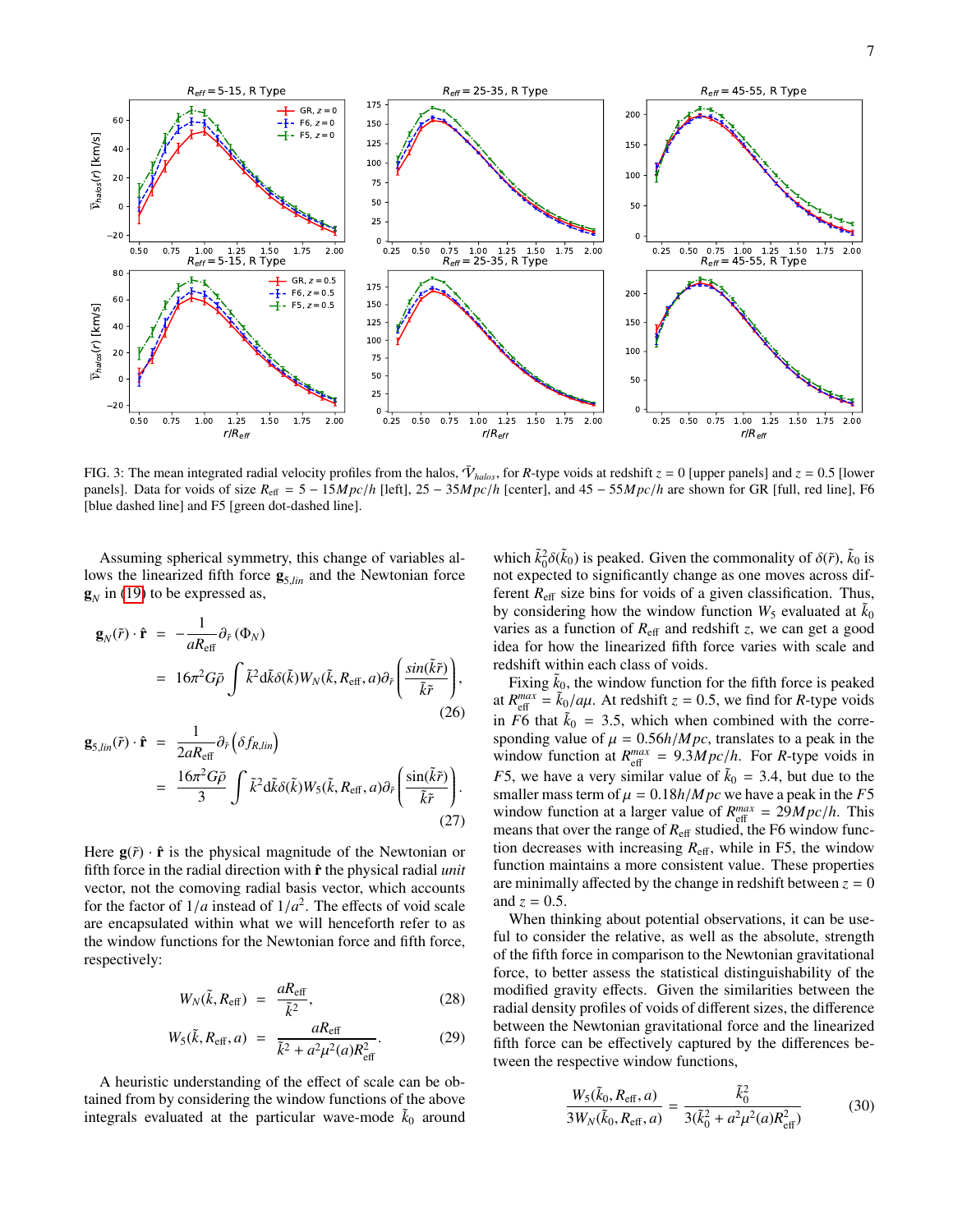FIG. 3: The mean integrated radial velocity profiles from the halos, $\bar{\mathcal{V}}_{halos}$, for $R$-type voids at redshift $z = 0$ [upper panels] and $z = 0.5$ [lower panels]. Data for voids of size $R_{\rm eff} = 5-15 Mpc/h$ [left], $25-35 Mpc/h$ [center], and $45-55 Mpc/h$ are shown for GR [full, red line], F6 [blue dashed line] and F5 [green dot-dashed line].

Assuming spherical symmetry, this change of variables allows the linearized fifth force $\mathbf{g}_{5,lin}$ and the Newtonian force $\mathbf{g}_N$ in (19) to be expressed as,

$$
\begin{aligned}
\mathbf{g}_N(\tilde{r})\cdot\hat{\mathbf{r}} &= -\frac{1}{aR_{\rm eff}}\partial_{\tilde{r}}\left(\Phi_N\right) \\
&= 16\pi^2 G\bar{\rho}\int \tilde{k}^2 d\tilde{k}\delta(\tilde{k})W_N(\tilde{k},R_{\rm eff},a)\partial_{\tilde{r}}\left(\frac{sin(\tilde{k}\tilde{r})}{\tilde{k}\tilde{r}}\right),
\end{aligned} \tag{26}
$$

$$
\begin{aligned}
\mathbf{g}_{5,lin}(\tilde{r})\cdot\hat{\mathbf{r}} &= \frac{1}{2aR_{\rm eff}}\partial_{\tilde{r}}\left(\delta f_{R,lin}\right) \\
&= \frac{16\pi^2 G\bar{\rho}}{3}\int \tilde{k}^2 d\tilde{k}\delta(\tilde{k})W_5(\tilde{k},R_{\rm eff},a)\partial_{\tilde{r}}\left(\frac{\sin(\tilde{k}\tilde{r})}{\tilde{k}\tilde{r}}\right).
\end{aligned} \tag{27}
$$

Here $\mathbf{g}(\tilde{r})\cdot\hat{\mathbf{r}}$ is the physical magnitude of the Newtonian or fifth force in the radial direction with $\hat{\mathbf{r}}$ the physical radial *unit* vector, not the comoving radial basis vector, which accounts for the factor of $1/a$ instead of $1/a^2$. The effects of void scale are encapsulated within what we will henceforth refer to as the window functions for the Newtonian force and fifth force, respectively:

$$
W_N(\tilde{k},R_{\rm eff}) = \frac{aR_{\rm eff}}{\tilde{k}^2}, \tag{28}
$$

$$
W_5(\tilde{k},R_{\rm eff},a) = \frac{aR_{\rm eff}}{\tilde{k}^2 + a^2\mu^2(a)R_{\rm eff}^2}. \tag{29}
$$

A heuristic understanding of the effect of scale can be obtained from by considering the window functions of the above integrals evaluated at the particular wave-mode $\tilde{k}_0$ around which $\tilde{k}_0^2\delta(\tilde{k}_0)$ is peaked. Given the commonality of $\delta(\tilde{r})$, $\tilde{k}_0$ is not expected to significantly change as one moves across different $R_{\rm eff}$ size bins for voids of a given classification. Thus, by considering how the window function $W_5$ evaluated at $\tilde{k}_0$ varies as a function of $R_{\rm eff}$ and redshift $z$, we can get a good idea for how the linearized fifth force varies with scale and redshift within each class of voids.

Fixing $\tilde{k}_0$, the window function for the fifth force is peaked at $R_{\rm eff}^{max} = \tilde{k}_0/a\mu$. At redshift $z = 0.5$, we find for $R$-type voids in $F6$ that $\tilde{k}_0 = 3.5$, which when combined with the corresponding value of $\mu = 0.56h/Mpc$, translates to a peak in the window function at $R_{\rm eff}^{max} = 9.3Mpc/h$. For $R$-type voids in $F5$, we have a very similar value of $\tilde{k}_0 = 3.4$, but due to the smaller mass term of $\mu = 0.18h/Mpc$ we have a peak in the $F5$ window function at a larger value of $R_{\rm eff}^{max} = 29Mpc/h$. This means that over the range of $R_{\rm eff}$ studied, the F6 window function decreases with increasing $R_{\rm eff}$, while in F5, the window function maintains a more consistent value. These properties are minimally affected by the change in redshift between $z = 0$ and $z = 0.5$.

When thinking about potential observations, it can be useful to consider the relative, as well as the absolute, strength of the fifth force in comparison to the Newtonian gravitational force, to better assess the statistical distinguishability of the modified gravity effects. Given the similarities between the radial density profiles of voids of different sizes, the difference between the Newtonian gravitational force and the linearized fifth force can be effectively captured by the differences between the respective window functions,

$$
\frac{W_5(\tilde{k}_0,R_{\rm eff},a)}{3W_N(\tilde{k}_0,R_{\rm eff},a)} = \frac{\tilde{k}_0^2}{3(\tilde{k}_0^2 + a^2\mu^2(a)R_{\rm eff}^2)} \tag{30}
$$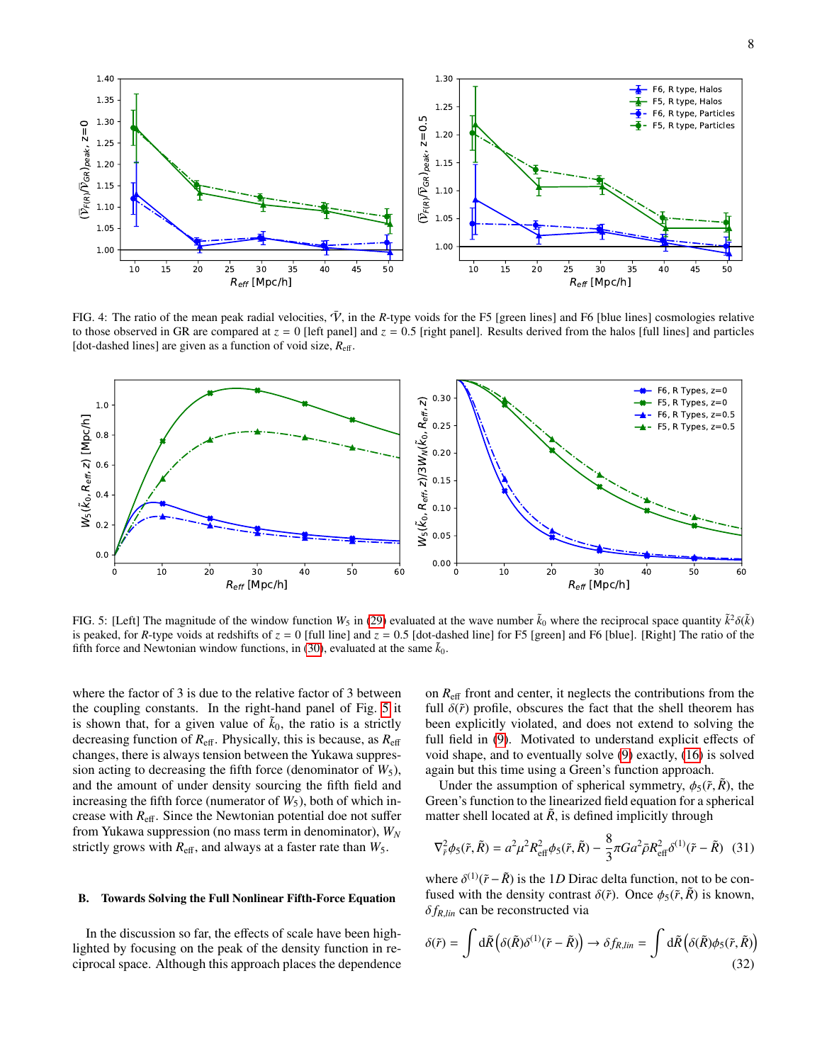FIG. 4: The ratio of the mean peak radial velocities, $\bar{\mathcal{V}}$, in the $R$-type voids for the F5 [green lines] and F6 [blue lines] cosmologies relative to those observed in GR are compared at $z = 0$ [left panel] and $z = 0.5$ [right panel]. Results derived from the halos [full lines] and particles [dot-dashed lines] are given as a function of void size, $R_{\rm eff}$.

FIG. 5: [Left] The magnitude of the window function $W_5$ in (29) evaluated at the wave number $\tilde{k}_0$ where the reciprocal space quantity $\tilde{k}^2\delta(\tilde{k})$ is peaked, for $R$-type voids at redshifts of $z = 0$ [full line] and $z = 0.5$ [dot-dashed line] for F5 [green] and F6 [blue]. [Right] The ratio of the fifth force and Newtonian window functions, in (30), evaluated at the same $\tilde{k}_0$.

where the factor of 3 is due to the relative factor of 3 between the coupling constants. In the right-hand panel of Fig. 5 it is shown that, for a given value of $\tilde{k}_0$, the ratio is a strictly decreasing function of $R_{\rm eff}$. Physically, this is because, as $R_{\rm eff}$ changes, there is always tension between the Yukawa suppression acting to decreasing the fifth force (denominator of $W_5$), and the amount of under density sourcing the fifth field and increasing the fifth force (numerator of $W_5$), both of which increase with $R_{\rm eff}$. Since the Newtonian potential doe not suffer from Yukawa suppression (no mass term in denominator), $W_N$ strictly grows with $R_{\rm eff}$, and always at a faster rate than $W_5$.

### B. Towards Solving the Full Nonlinear Fifth-Force Equation

In the discussion so far, the effects of scale have been highlighted by focusing on the peak of the density function in reciprocal space. Although this approach places the dependence on $R_{\rm eff}$ front and center, it neglects the contributions from the full $\delta(\tilde{r})$ profile, obscures the fact that the shell theorem has been explicitly violated, and does not extend to solving the full field in (9). Motivated to understand explicit effects of void shape, and to eventually solve (9) exactly, (16) is solved again but this time using a Green's function approach.

Under the assumption of spherical symmetry, $\phi_5(\tilde{r}, \tilde{R})$, the Green's function to the linearized field equation for a spherical matter shell located at $\tilde{R}$, is defined implicitly through

$$\nabla^2_{\tilde{r}}\phi_5(\tilde{r}, \tilde{R}) = a^2\mu^2 R^2_{\rm eff}\phi_5(\tilde{r}, \tilde{R}) - \frac{8}{3}\pi G a^2 \bar{\rho} R^2_{\rm eff}\delta^{(1)}(\tilde{r} - \tilde{R}) \quad (31)$$

where $\delta^{(1)}(\tilde{r} - \tilde{R})$ is the $1D$ Dirac delta function, not to be confused with the density contrast $\delta(\tilde{r})$. Once $\phi_5(\tilde{r}, \tilde{R})$ is known, $\delta f_{R,lin}$ can be reconstructed via

$$\delta(\tilde{r}) = \int d\tilde{R}\left(\delta(\tilde{R})\delta^{(1)}(\tilde{r} - \tilde{R})\right) \rightarrow \delta f_{R,lin} = \int d\tilde{R}\left(\delta(\tilde{R})\phi_5(\tilde{r}, \tilde{R})\right) \quad (32)$$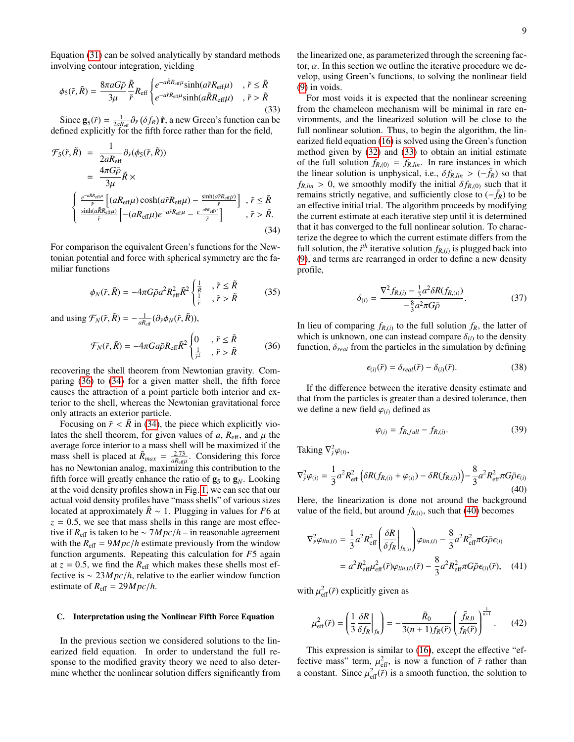Equation (31) can be solved analytically by standard methods involving contour integration, yielding

$$\phi_5(\tilde{r},\tilde{R}) = \frac{8\pi aG\bar{\rho}}{3\mu}\frac{\tilde{R}}{\tilde{r}}R_{\rm eff}\begin{cases} e^{-a\tilde{R}R_{\rm eff}\mu}\sinh(a\tilde{r}R_{\rm eff}\mu) & ,\tilde{r}\leq\tilde{R} \\ e^{-a\tilde{r}R_{\rm eff}\mu}\sinh(a\tilde{R}R_{\rm eff}\mu) & ,\tilde{r}>\tilde{R}\end{cases} \tag{33}$$

Since $\mathbf{g}_5(\tilde{r}) = \frac{1}{2aR_{\rm eff}}\partial_{\tilde{r}}(\delta f_R)\,\hat{\mathbf{r}}$, a new Green's function can be defined explicitly for the fifth force rather than for the field,

$$\begin{aligned}\mathcal{F}_5(\tilde{r},\tilde{R}) &= \frac{1}{2aR_{\rm eff}}\partial_{\tilde{r}}(\phi_5(\tilde{r},\tilde{R})) \\ &= \frac{4\pi G\bar{\rho}}{3\mu}\tilde{R}\times \\ &\begin{cases} \frac{e^{-a\tilde{R}R_{\rm eff}\mu}}{\tilde{r}}\left[(aR_{\rm eff}\mu)\cosh(a\tilde{r}R_{\rm eff}\mu) - \frac{\sinh(a\tilde{r}R_{\rm eff}\mu)}{\tilde{r}}\right] & ,\tilde{r}\leq\tilde{R} \\ \frac{\sinh(a\tilde{R}R_{\rm eff}\mu)}{\tilde{r}}\left[-(aR_{\rm eff}\mu)e^{-a\tilde{r}R_{\rm eff}\mu} - \frac{e^{-a\tilde{r}R_{\rm eff}\mu}}{\tilde{r}}\right] & ,\tilde{r}>\tilde{R}.\end{cases}\end{aligned} \tag{34}$$

For comparison the equivalent Green's functions for the Newtonian potential and force with spherical symmetry are the familiar functions

$$\phi_N(\tilde{r},\tilde{R}) = -4\pi G\bar{\rho}a^2R_{\rm eff}^2\tilde{R}^2\begin{cases}\frac{1}{\tilde{R}} & ,\tilde{r}\leq\tilde{R} \\ \frac{1}{\tilde{r}} & ,\tilde{r}>\tilde{R}\end{cases} \tag{35}$$

and using $\mathcal{F}_N(\tilde{r},\tilde{R}) = -\frac{1}{aR_{\rm eff}}(\partial_{\tilde{r}}\phi_N(\tilde{r},\tilde{R}))$,

$$\mathcal{F}_N(\tilde{r},\tilde{R}) = -4\pi Ga\bar{\rho}R_{\rm eff}\tilde{R}^2\begin{cases}0 & ,\tilde{r}\leq\tilde{R} \\ \frac{1}{\tilde{r}^2} & ,\tilde{r}>\tilde{R}\end{cases} \tag{36}$$

recovering the shell theorem from Newtonian gravity. Comparing (36) to (34) for a given matter shell, the fifth force causes the attraction of a point particle both interior and exterior to the shell, whereas the Newtonian gravitational force only attracts an exterior particle.

Focusing on $\tilde{r}<\tilde{R}$ in (34), the piece which explicitly violates the shell theorem, for given values of $a$, $R_{\rm eff}$, and $\mu$ the average force interior to a mass shell will be maximized if the mass shell is placed at $\tilde{R}_{max} = \frac{2.73}{aR_{\rm eff}\mu}$. Considering this force has no Newtonian analog, maximizing this contribution to the fifth force will greatly enhance the ratio of $\mathbf{g}_5$ to $\mathbf{g}_N$. Looking at the void density profiles shown in Fig. 1, we can see that our actual void density profiles have "mass shells" of various sizes located at approximately $\tilde{R}\sim 1$. Plugging in values for $F6$ at $z=0.5$, we see that mass shells in this range are most effective if $R_{\rm eff}$ is taken to be $\sim 7Mpc/h$ – in reasonable agreement with the $R_{\rm eff} = 9Mpc/h$ estimate previously from the window function arguments. Repeating this calculation for $F5$ again at $z=0.5$, we find the $R_{\rm eff}$ which makes these shells most effective is $\sim 23Mpc/h$, relative to the earlier window function estimate of $R_{\rm eff} = 29Mpc/h$.

### C. Interpretation using the Nonlinear Fifth Force Equation

In the previous section we considered solutions to the linearized field equation. In order to understand the full response to the modified gravity theory we need to also determine whether the nonlinear solution differs significantly from the linearized one, as parameterized through the screening factor, $\alpha$. In this section we outline the iterative procedure we develop, using Green's functions, to solving the nonlinear field (9) in voids.

For most voids it is expected that the nonlinear screening from the chameleon mechanism will be minimal in rare environments, and the linearized solution will be close to the full nonlinear solution. Thus, to begin the algorithm, the linearized field equation (16) is solved using the Green's function method given by (32) and (33) to obtain an initial estimate of the full solution $f_{R,(0)} = f_{R,lin}$. In rare instances in which the linear solution is unphysical, i.e., $\delta f_{R,lin} > (-\bar{f}_R)$ so that $f_{R,lin}>0$, we smoothly modify the initial $\delta f_{R,(0)}$ such that it remains strictly negative, and sufficiently close to $(-\bar{f}_R)$ to be an effective initial trial. The algorithm proceeds by modifying the current estimate at each iterative step until it is determined that it has converged to the full nonlinear solution. To characterize the degree to which the current estimate differs from the full solution, the $i^{th}$ iterative solution $f_{R,(i)}$ is plugged back into (9), and terms are rearranged in order to define a new density profile,

$$\delta_{(i)} = \frac{\nabla^2 f_{R,(i)} - \frac{1}{3}a^2\delta R(f_{R,(i)})}{-\frac{8}{3}a^2\pi G\bar{\rho}}. \tag{37}$$

In lieu of comparing $f_{R,(i)}$ to the full solution $f_R$, the latter of which is unknown, one can instead compare $\delta_{(i)}$ to the density function, $\delta_{real}$ from the particles in the simulation by defining

$$\epsilon_{(i)}(\tilde{r}) = \delta_{real}(\tilde{r}) - \delta_{(i)}(\tilde{r}). \tag{38}$$

If the difference between the iterative density estimate and that from the particles is greater than a desired tolerance, then we define a new field $\varphi_{(i)}$ defined as

$$\varphi_{(i)} = f_{R,full} - f_{R,(i)}. \tag{39}$$

Taking $\nabla^2_{\tilde{r}}\varphi_{(i)}$,

$$\nabla^2_{\tilde{r}}\varphi_{(i)} = \frac{1}{3}a^2R_{\rm eff}^2\left(\delta R(f_{R,(i)}+\varphi_{(i)}) - \delta R(f_{R,(i)})\right) - \frac{8}{3}a^2R_{\rm eff}^2\pi G\bar{\rho}\epsilon_{(i)} \tag{40}$$

Here, the linearization is done not around the background value of the field, but around $f_{R,(i)}$, such that (40) becomes

$$\begin{aligned}\nabla^2_{\tilde{r}}\varphi_{lin,(i)} &= \frac{1}{3}a^2R_{\rm eff}^2\left(\left.\frac{\delta R}{\delta f_R}\right|_{f_{R,(i)}}\right)\varphi_{lin,(i)} - \frac{8}{3}a^2R_{\rm eff}^2\pi G\bar{\rho}\epsilon_{(i)} \\ &= a^2R_{\rm eff}^2\mu_{\rm eff}^2(\tilde{r})\varphi_{lin,(i)}(\tilde{r}) - \frac{8}{3}a^2R_{\rm eff}^2\pi G\bar{\rho}\epsilon_{(i)}(\tilde{r}),\end{aligned} \tag{41}$$

with $\mu_{\rm eff}^2(\tilde{r})$ explicitly given as

$$\mu_{\rm eff}^2(\tilde{r}) = \left(\frac{1}{3}\left.\frac{\delta R}{\delta f_R}\right|_{f_R}\right) = -\frac{\bar{R}_0}{3(n+1)f_R(\tilde{r})}\left(\frac{\bar{f}_{R,0}}{f_R(\tilde{r})}\right)^{\frac{1}{n+1}}. \tag{42}$$

This expression is similar to (16), except the effective "effective mass" term, $\mu_{\rm eff}^2$, is now a function of $\tilde{r}$ rather than a constant. Since $\mu_{\rm eff}^2(\tilde{r})$ is a smooth function, the solution to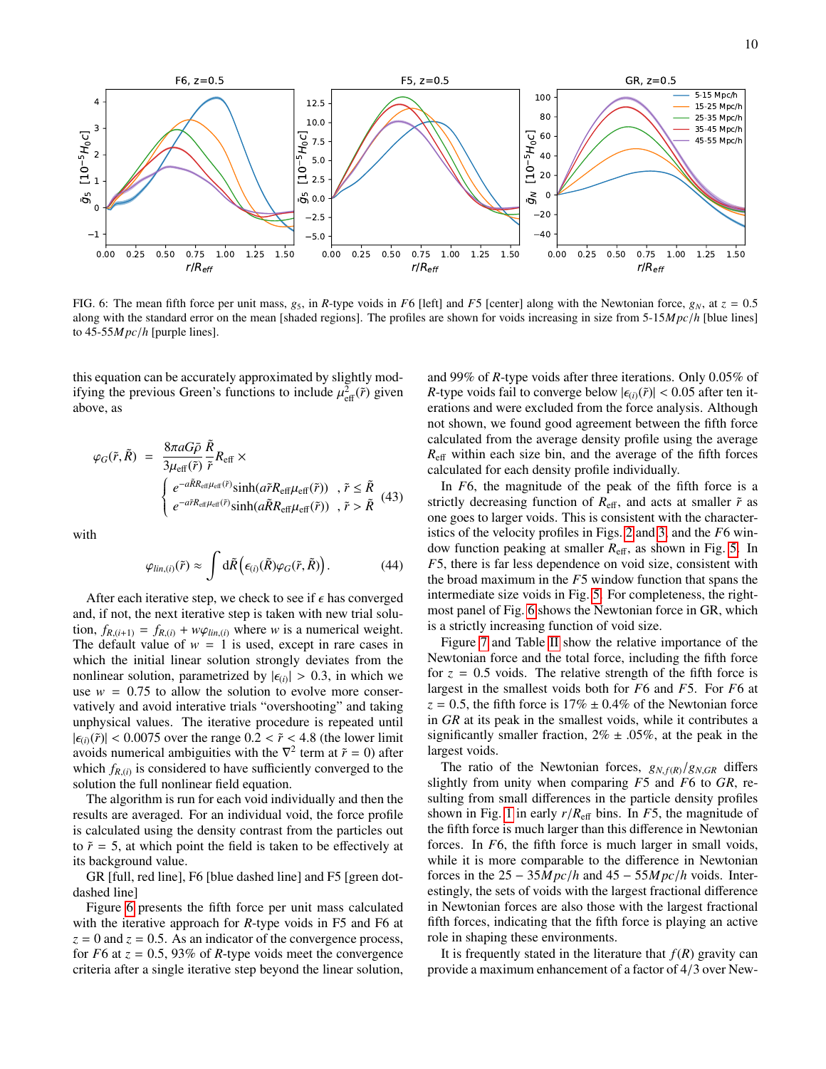FIG. 6: The mean fifth force per unit mass, $g_5$, in $R$-type voids in $F6$ [left] and $F5$ [center] along with the Newtonian force, $g_N$, at $z = 0.5$ along with the standard error on the mean [shaded regions]. The profiles are shown for voids increasing in size from 5-15$Mpc/h$ [blue lines] to 45-55$Mpc/h$ [purple lines].

this equation can be accurately approximated by slightly modifying the previous Green's functions to include $\mu^2_{\rm eff}(\tilde{r})$ given above, as

$$\varphi_G(\tilde{r},\tilde{R}) = \frac{8\pi a G\bar{\rho}}{3\mu_{\rm eff}(\tilde{r})}\frac{\tilde{R}}{\tilde{r}}R_{\rm eff} \times \begin{cases} e^{-a\tilde{R}R_{\rm eff}\mu_{\rm eff}(\tilde{r})}\sinh(a\tilde{r}R_{\rm eff}\mu_{\rm eff}(\tilde{r})) & ,\tilde{r} \le \tilde{R} \\ e^{-a\tilde{r}R_{\rm eff}\mu_{\rm eff}(\tilde{r})}\sinh(a\tilde{R}R_{\rm eff}\mu_{\rm eff}(\tilde{r})) & ,\tilde{r} > \tilde{R} \end{cases} \quad (43)$$

with

$$\varphi_{lin,(i)}(\tilde{r}) \approx \int d\tilde{R}\left(\epsilon_{(i)}(\tilde{R})\varphi_G(\tilde{r},\tilde{R})\right). \quad (44)$$

After each iterative step, we check to see if $\epsilon$ has converged and, if not, the next iterative step is taken with new trial solution, $f_{R,(i+1)} = f_{R,(i)} + w\varphi_{lin,(i)}$ where $w$ is a numerical weight. The default value of $w = 1$ is used, except in rare cases in which the initial linear solution strongly deviates from the nonlinear solution, parametrized by $|\epsilon_{(i)}| > 0.3$, in which we use $w = 0.75$ to allow the solution to evolve more conservatively and avoid interative trials "overshooting" and taking unphysical values. The iterative procedure is repeated until $|\epsilon_{(i)}(\tilde{r})| < 0.0075$ over the range $0.2 < \tilde{r} < 4.8$ (the lower limit avoids numerical ambiguities with the $\nabla^2$ term at $\tilde{r} = 0$) after which $f_{R,(i)}$ is considered to have sufficiently converged to the solution the full nonlinear field equation.

The algorithm is run for each void individually and then the results are averaged. For an individual void, the force profile is calculated using the density contrast from the particles out to $\tilde{r} = 5$, at which point the field is taken to be effectively at its background value.

GR [full, red line], F6 [blue dashed line] and F5 [green dot-dashed line]

Figure 6 presents the fifth force per unit mass calculated with the iterative approach for $R$-type voids in F5 and F6 at $z = 0$ and $z = 0.5$. As an indicator of the convergence process, for $F6$ at $z = 0.5$, 93% of $R$-type voids meet the convergence criteria after a single iterative step beyond the linear solution, and 99% of $R$-type voids after three iterations. Only 0.05% of $R$-type voids fail to converge below $|\epsilon_{(i)}(\tilde{r})| < 0.05$ after ten iterations and were excluded from the force analysis. Although not shown, we found good agreement between the fifth force calculated from the average density profile using the average $R_{\rm eff}$ within each size bin, and the average of the fifth forces calculated for each density profile individually.

In $F6$, the magnitude of the peak of the fifth force is a strictly decreasing function of $R_{\rm eff}$, and acts at smaller $\tilde{r}$ as one goes to larger voids. This is consistent with the characteristics of the velocity profiles in Figs. 2 and 3, and the $F6$ window function peaking at smaller $R_{\rm eff}$, as shown in Fig. 5. In $F5$, there is far less dependence on void size, consistent with the broad maximum in the $F5$ window function that spans the intermediate size voids in Fig. 5. For completeness, the rightmost panel of Fig. 6 shows the Newtonian force in GR, which is a strictly increasing function of void size.

Figure 7 and Table II show the relative importance of the Newtonian force and the total force, including the fifth force for $z = 0.5$ voids. The relative strength of the fifth force is largest in the smallest voids both for $F6$ and $F5$. For $F6$ at $z = 0.5$, the fifth force is 17% $\pm$ 0.4% of the Newtonian force in $GR$ at its peak in the smallest voids, while it contributes a significantly smaller fraction, 2% $\pm$ .05%, at the peak in the largest voids.

The ratio of the Newtonian forces, $g_{N,f(R)}/g_{N,GR}$ differs slightly from unity when comparing $F5$ and $F6$ to $GR$, resulting from small differences in the particle density profiles shown in Fig. 1 in early $r/R_{\rm eff}$ bins. In $F5$, the magnitude of the fifth force is much larger than this difference in Newtonian forces. In $F6$, the fifth force is much larger in small voids, while it is more comparable to the difference in Newtonian forces in the $25-35Mpc/h$ and $45-55Mpc/h$ voids. Interestingly, the sets of voids with the largest fractional difference in Newtonian forces are also those with the largest fractional fifth forces, indicating that the fifth force is playing an active role in shaping these environments.

It is frequently stated in the literature that $f(R)$ gravity can provide a maximum enhancement of a factor of 4/3 over New-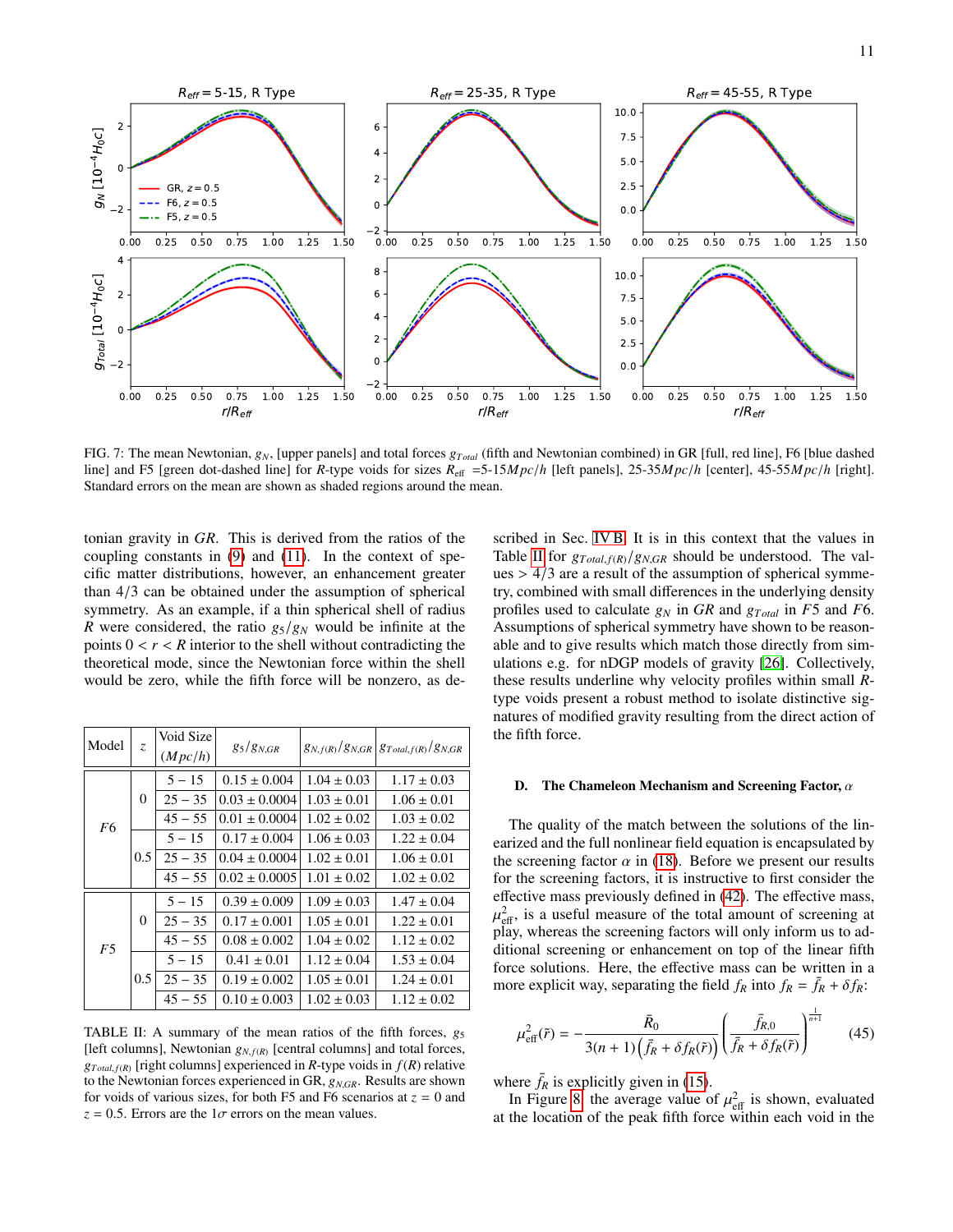FIG. 7: The mean Newtonian, $g_N$, [upper panels] and total forces $g_{Total}$ (fifth and Newtonian combined) in GR [full, red line], F6 [blue dashed line] and F5 [green dot-dashed line] for $R$-type voids for sizes $R_{\rm eff}$ =5-15$Mpc/h$ [left panels], 25-35$Mpc/h$ [center], 45-55$Mpc/h$ [right]. Standard errors on the mean are shown as shaded regions around the mean.

tonian gravity in $GR$. This is derived from the ratios of the coupling constants in (9) and (11). In the context of specific matter distributions, however, an enhancement greater than 4/3 can be obtained under the assumption of spherical symmetry. As an example, if a thin spherical shell of radius $R$ were considered, the ratio $g_5/g_N$ would be infinite at the points $0 < r < R$ interior to the shell without contradicting the theoretical mode, since the Newtonian force within the shell would be zero, while the fifth force will be nonzero, as described in Sec. IV B. It is in this context that the values in Table II for $g_{Total,f(R)}/g_{N,GR}$ should be understood. The values $> 4/3$ are a result of the assumption of spherical symmetry, combined with small differences in the underlying density profiles used to calculate $g_N$ in $GR$ and $g_{Total}$ in $F5$ and $F6$. Assumptions of spherical symmetry have shown to be reasonable and to give results which match those directly from simulations e.g. for nDGP models of gravity [26]. Collectively, these results underline why velocity profiles within small $R$-type voids present a robust method to isolate distinctive signatures of modified gravity resulting from the direct action of the fifth force.

| Model | $z$ | Void Size ($Mpc/h$) | $g_5/g_{N,GR}$ | $g_{N,f(R)}/g_{N,GR}$ | $g_{Total,f(R)}/g_{N,GR}$ |
|---|---|---|---|---|---|
| $F6$ | 0 | 5 − 15 | 0.15 ± 0.004 | 1.04 ± 0.03 | 1.17 ± 0.03 |
| | | 25 − 35 | 0.03 ± 0.0004 | 1.03 ± 0.01 | 1.06 ± 0.01 |
| | | 45 − 55 | 0.01 ± 0.0004 | 1.02 ± 0.02 | 1.03 ± 0.02 |
| | 0.5 | 5 − 15 | 0.17 ± 0.004 | 1.06 ± 0.03 | 1.22 ± 0.04 |
| | | 25 − 35 | 0.04 ± 0.0004 | 1.02 ± 0.01 | 1.06 ± 0.01 |
| | | 45 − 55 | 0.02 ± 0.0005 | 1.01 ± 0.02 | 1.02 ± 0.02 |
| $F5$ | 0 | 5 − 15 | 0.39 ± 0.009 | 1.09 ± 0.03 | 1.47 ± 0.04 |
| | | 25 − 35 | 0.17 ± 0.001 | 1.05 ± 0.01 | 1.22 ± 0.01 |
| | | 45 − 55 | 0.08 ± 0.002 | 1.04 ± 0.02 | 1.12 ± 0.02 |
| | 0.5 | 5 − 15 | 0.41 ± 0.01 | 1.12 ± 0.04 | 1.53 ± 0.04 |
| | | 25 − 35 | 0.19 ± 0.002 | 1.05 ± 0.01 | 1.24 ± 0.01 |
| | | 45 − 55 | 0.10 ± 0.003 | 1.02 ± 0.03 | 1.12 ± 0.02 |

TABLE II: A summary of the mean ratios of the fifth forces, $g_5$ [left columns], Newtonian $g_{N,f(R)}$ [central columns] and total forces, $g_{Total,f(R)}$ [right columns] experienced in $R$-type voids in $f(R)$ relative to the Newtonian forces experienced in GR, $g_{N,GR}$. Results are shown for voids of various sizes, for both F5 and F6 scenarios at $z = 0$ and $z = 0.5$. Errors are the 1$\sigma$ errors on the mean values.

### D. The Chameleon Mechanism and Screening Factor, $\alpha$

The quality of the match between the solutions of the linearized and the full nonlinear field equation is encapsulated by the screening factor $\alpha$ in (18). Before we present our results for the screening factors, it is instructive to first consider the effective mass previously defined in (42). The effective mass, $\mu^2_{\rm eff}$, is a useful measure of the total amount of screening at play, whereas the screening factors will only inform us to additional screening or enhancement on top of the linear fifth force solutions. Here, the effective mass can be written in a more explicit way, separating the field $f_R$ into $f_R = \bar{f}_R + \delta f_R$:

$$\mu^2_{\rm eff}(\tilde{r}) = -\frac{\bar{R}_0}{3(n+1)\left(\bar{f}_R + \delta f_R(\tilde{r})\right)}\left(\frac{\bar{f}_{R,0}}{\bar{f}_R + \delta f_R(\tilde{r})}\right)^{\frac{1}{n+1}} \quad (45)$$

where $\bar{f}_R$ is explicitly given in (15).

In Figure 8 the average value of $\mu^2_{\rm eff}$ is shown, evaluated at the location of the peak fifth force within each void in the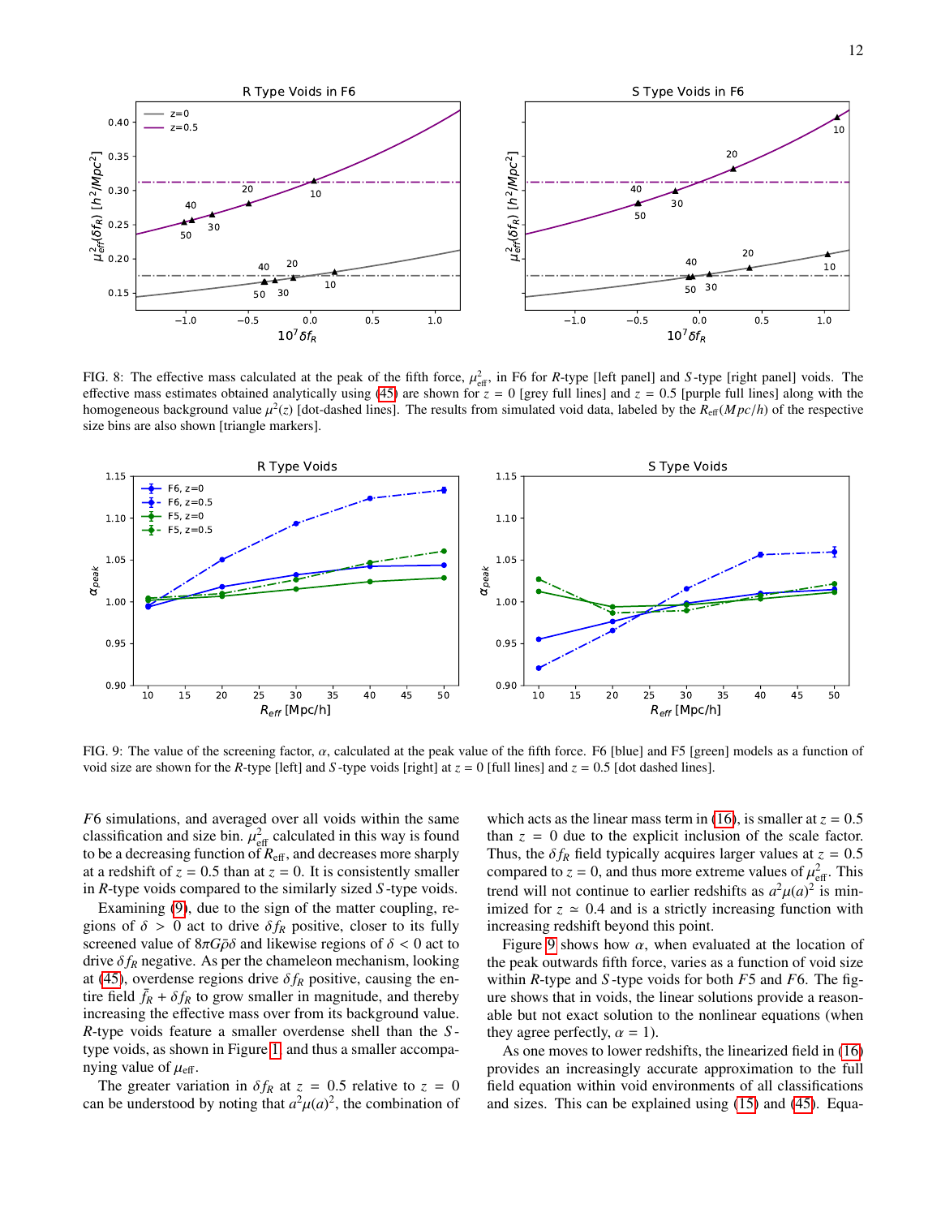FIG. 8: The effective mass calculated at the peak of the fifth force, $\mu^2_{\rm eff}$, in F6 for $R$-type [left panel] and $S$-type [right panel] voids. The effective mass estimates obtained analytically using (45) are shown for $z = 0$ [grey full lines] and $z = 0.5$ [purple full lines] along with the homogeneous background value $\mu^2(z)$ [dot-dashed lines]. The results from simulated void data, labeled by the $R_{\rm eff}(Mpc/h)$ of the respective size bins are also shown [triangle markers].

FIG. 9: The value of the screening factor, $\alpha$, calculated at the peak value of the fifth force. F6 [blue] and F5 [green] models as a function of void size are shown for the $R$-type [left] and $S$-type voids [right] at $z = 0$ [full lines] and $z = 0.5$ [dot dashed lines].

$F6$ simulations, and averaged over all voids within the same classification and size bin. $\mu^2_{\rm eff}$ calculated in this way is found to be a decreasing function of $R_{\rm eff}$, and decreases more sharply at a redshift of $z = 0.5$ than at $z = 0$. It is consistently smaller in $R$-type voids compared to the similarly sized $S$-type voids.

Examining (9), due to the sign of the matter coupling, regions of $\delta > 0$ act to drive $\delta f_R$ positive, closer to its fully screened value of $8\pi G\bar{\rho}\delta$ and likewise regions of $\delta < 0$ act to drive $\delta f_R$ negative. As per the chameleon mechanism, looking at (45), overdense regions drive $\delta f_R$ positive, causing the entire field $\bar{f}_R + \delta f_R$ to grow smaller in magnitude, and thereby increasing the effective mass over from its background value. $R$-type voids feature a smaller overdense shell than the $S$-type voids, as shown in Figure 1, and thus a smaller accompanying value of $\mu_{\rm eff}$.

The greater variation in $\delta f_R$ at $z = 0.5$ relative to $z = 0$ can be understood by noting that $a^2\mu(a)^2$, the combination of which acts as the linear mass term in (16), is smaller at $z = 0.5$ than $z = 0$ due to the explicit inclusion of the scale factor. Thus, the $\delta f_R$ field typically acquires larger values at $z = 0.5$ compared to $z = 0$, and thus more extreme values of $\mu^2_{\rm eff}$. This trend will not continue to earlier redshifts as $a^2\mu(a)^2$ is minimized for $z \simeq 0.4$ and is a strictly increasing function with increasing redshift beyond this point.

Figure 9 shows how $\alpha$, when evaluated at the location of the peak outwards fifth force, varies as a function of void size within $R$-type and $S$-type voids for both $F5$ and $F6$. The figure shows that in voids, the linear solutions provide a reasonable but not exact solution to the nonlinear equations (when they agree perfectly, $\alpha = 1$).

As one moves to lower redshifts, the linearized field in (16) provides an increasingly accurate approximation to the full field equation within void environments of all classifications and sizes. This can be explained using (15) and (45). Equa-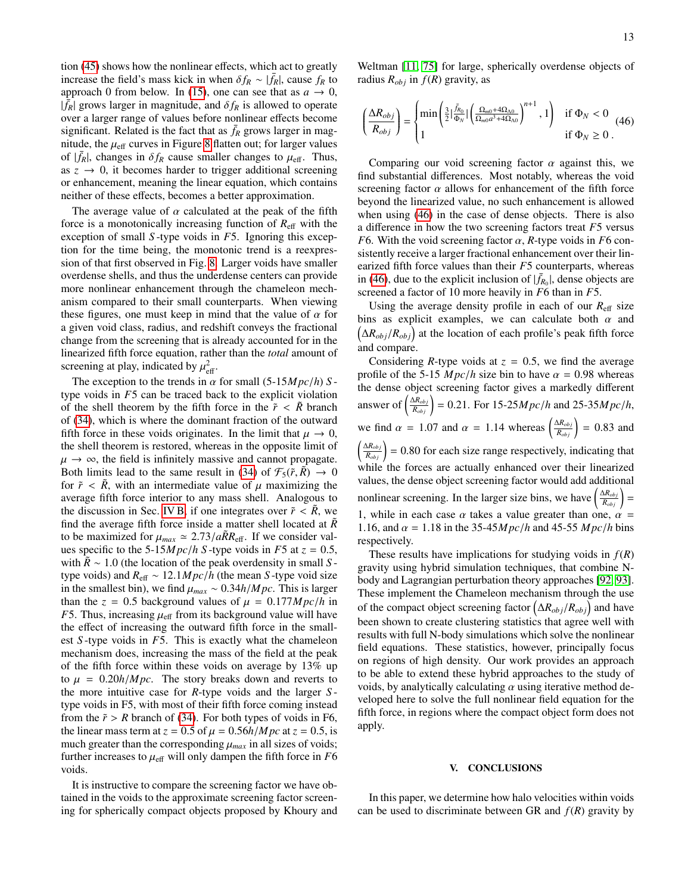tion (45) shows how the nonlinear effects, which act to greatly increase the field's mass kick in when $\delta f_R \sim |\bar{f}_R|$, cause $f_R$ to approach 0 from below. In (15), one can see that as $a \to 0$, $|\bar{f}_R|$ grows larger in magnitude, and $\delta f_R$ is allowed to operate over a larger range of values before nonlinear effects become significant. Related is the fact that as $\bar{f}_R$ grows larger in magnitude, the $\mu_{\rm eff}$ curves in Figure 8 flatten out; for larger values of $|\bar{f}_R|$, changes in $\delta f_R$ cause smaller changes to $\mu_{\rm eff}$. Thus, as $z \to 0$, it becomes harder to trigger additional screening or enhancement, meaning the linear equation, which contains neither of these effects, becomes a better approximation.

The average value of $\alpha$ calculated at the peak of the fifth force is a monotonically increasing function of $R_{\rm eff}$ with the exception of small $S$-type voids in $F5$. Ignoring this exception for the time being, the monotonic trend is a reexpression of that first observed in Fig. 8. Larger voids have smaller overdense shells, and thus the underdense centers can provide more nonlinear enhancement through the chameleon mechanism compared to their small counterparts. When viewing these figures, one must keep in mind that the value of $\alpha$ for a given void class, radius, and redshift conveys the fractional change from the screening that is already accounted for in the linearized fifth force equation, rather than the *total* amount of screening at play, indicated by $\mu^2_{\rm eff}$.

The exception to the trends in $\alpha$ for small (5-15$Mpc/h$) $S$-type voids in $F5$ can be traced back to the explicit violation of the shell theorem by the fifth force in the $\tilde{r} < \tilde{R}$ branch of (34), which is where the dominant fraction of the outward fifth force in these voids originates. In the limit that $\mu \to 0$, the shell theorem is restored, whereas in the opposite limit of $\mu \to \infty$, the field is infinitely massive and cannot propagate. Both limits lead to the same result in (34) of $\mathcal{F}_5(\tilde{r}, \tilde{R}) \to 0$ for $\tilde{r} < \tilde{R}$, with an intermediate value of $\mu$ maximizing the average fifth force interior to any mass shell. Analogous to the discussion in Sec. IV B, if one integrates over $\tilde{r} < \tilde{R}$, we find the average fifth force inside a matter shell located at $\tilde{R}$ to be maximized for $\mu_{max} \simeq 2.73/a\tilde{R}R_{\rm eff}$. If we consider values specific to the 5-15$Mpc/h$ $S$-type voids in $F5$ at $z = 0.5$, with $\tilde{R} \sim 1.0$ (the location of the peak overdensity in small $S$-type voids) and $R_{\rm eff} \sim 12.1Mpc/h$ (the mean $S$-type void size in the smallest bin), we find $\mu_{max} \sim 0.34h/Mpc$. This is larger than the $z = 0.5$ background values of $\mu = 0.177Mpc/h$ in $F5$. Thus, increasing $\mu_{\rm eff}$ from its background value will have the effect of increasing the outward fifth force in the smallest $S$-type voids in $F5$. This is exactly what the chameleon mechanism does, increasing the mass of the field at the peak of the fifth force within these voids on average by 13% up to $\mu = 0.20h/Mpc$. The story breaks down and reverts to the more intuitive case for $R$-type voids and the larger $S$-type voids in F5, with most of their fifth force coming instead from the $\tilde{r} > R$ branch of (34). For both types of voids in F6, the linear mass term at $z = 0.5$ of $\mu = 0.56h/Mpc$ at $z = 0.5$, is much greater than the corresponding $\mu_{max}$ in all sizes of voids; further increases to $\mu_{\rm eff}$ will only dampen the fifth force in $F6$ voids.

It is instructive to compare the screening factor we have obtained in the voids to the approximate screening factor screening for spherically compact objects proposed by Khoury and Weltman [11, 75] for large, spherically overdense objects of radius $R_{obj}$ in $f(R)$ gravity, as

$$
\left(\frac{\Delta R_{obj}}{R_{obj}}\right) = \begin{cases} \min\left(\frac{3}{2}\left|\frac{\bar{f}_{R_0}}{\Phi_N}\right|\left(\frac{\Omega_{m0}+4\Omega_{\Lambda 0}}{\Omega_{m0}a^3+4\Omega_{\Lambda 0}}\right)^{n+1}, 1\right) & \text{if } \Phi_N < 0 \\ 1 & \text{if } \Phi_N \geq 0\,. \end{cases} \quad (46)
$$

Comparing our void screening factor $\alpha$ against this, we find substantial differences. Most notably, whereas the void screening factor $\alpha$ allows for enhancement of the fifth force beyond the linearized value, no such enhancement is allowed when using (46) in the case of dense objects. There is also a difference in how the two screening factors treat $F5$ versus $F6$. With the void screening factor $\alpha$, $R$-type voids in $F6$ consistently receive a larger fractional enhancement over their linearized fifth force values than their $F5$ counterparts, whereas in (46), due to the explicit inclusion of $|\bar{f}_{R_0}|$, dense objects are screened a factor of 10 more heavily in $F6$ than in $F5$.

Using the average density profile in each of our $R_{\rm eff}$ size bins as explicit examples, we can calculate both $\alpha$ and $\left(\Delta R_{obj}/R_{obj}\right)$ at the location of each profile's peak fifth force and compare.

Considering $R$-type voids at $z = 0.5$, we find the average profile of the 5-15 $Mpc/h$ size bin to have $\alpha = 0.98$ whereas the dense object screening factor gives a markedly different answer of $\left(\frac{\Delta R_{obj}}{R_{obj}}\right) = 0.21$. For 15-25$Mpc/h$ and 25-35$Mpc/h$, we find $\alpha = 1.07$ and $\alpha = 1.14$ whereas $\left(\frac{\Delta R_{obj}}{R_{obj}}\right) = 0.83$ and $\left(\frac{\Delta R_{obj}}{R_{obj}}\right) = 0.80$ for each size range respectively, indicating that while the forces are actually enhanced over their linearized values, the dense object screening factor would add additional nonlinear screening. In the larger size bins, we have $\left(\frac{\Delta R_{obj}}{R_{obj}}\right) = 1$, while in each case $\alpha$ takes a value greater than one, $\alpha = 1.16$, and $\alpha = 1.18$ in the 35-45$Mpc/h$ and 45-55 $Mpc/h$ bins respectively.

These results have implications for studying voids in $f(R)$ gravity using hybrid simulation techniques, that combine N-body and Lagrangian perturbation theory approaches [92, 93]. These implement the Chameleon mechanism through the use of the compact object screening factor $\left(\Delta R_{obj}/R_{obj}\right)$ and have been shown to create clustering statistics that agree well with results with full N-body simulations which solve the nonlinear field equations. These statistics, however, principally focus on regions of high density. Our work provides an approach to be able to extend these hybrid approaches to the study of voids, by analytically calculating $\alpha$ using iterative method developed here to solve the full nonlinear field equation for the fifth force, in regions where the compact object form does not apply.

## V. CONCLUSIONS

In this paper, we determine how halo velocities within voids can be used to discriminate between GR and $f(R)$ gravity by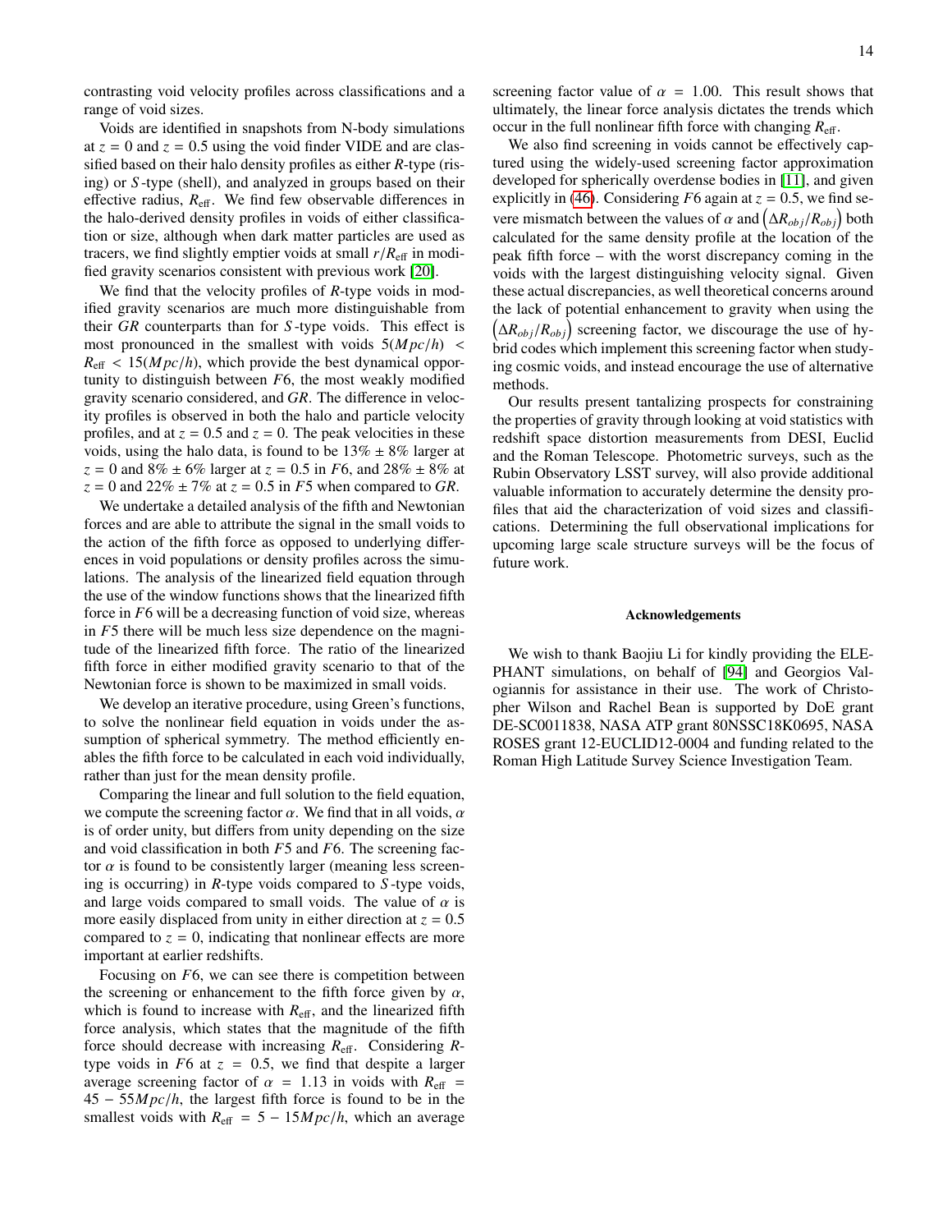contrasting void velocity profiles across classifications and a range of void sizes.

Voids are identified in snapshots from N-body simulations at $z = 0$ and $z = 0.5$ using the void finder VIDE and are classified based on their halo density profiles as either *R*-type (rising) or *S*-type (shell), and analyzed in groups based on their effective radius, $R_{\rm eff}$. We find few observable differences in the halo-derived density profiles in voids of either classification or size, although when dark matter particles are used as tracers, we find slightly emptier voids at small $r/R_{\rm eff}$ in modified gravity scenarios consistent with previous work [20].

We find that the velocity profiles of *R*-type voids in modified gravity scenarios are much more distinguishable from their *GR* counterparts than for *S*-type voids. This effect is most pronounced in the smallest with voids $5(Mpc/h) < R_{\rm eff} < 15(Mpc/h)$, which provide the best dynamical opportunity to distinguish between $F6$, the most weakly modified gravity scenario considered, and *GR*. The difference in velocity profiles is observed in both the halo and particle velocity profiles, and at $z = 0.5$ and $z = 0$. The peak velocities in these voids, using the halo data, is found to be $13\% \pm 8\%$ larger at $z = 0$ and $8\% \pm 6\%$ larger at $z = 0.5$ in $F6$, and $28\% \pm 8\%$ at $z = 0$ and $22\% \pm 7\%$ at $z = 0.5$ in $F5$ when compared to *GR*.

We undertake a detailed analysis of the fifth and Newtonian forces and are able to attribute the signal in the small voids to the action of the fifth force as opposed to underlying differences in void populations or density profiles across the simulations. The analysis of the linearized field equation through the use of the window functions shows that the linearized fifth force in $F6$ will be a decreasing function of void size, whereas in $F5$ there will be much less size dependence on the magnitude of the linearized fifth force. The ratio of the linearized fifth force in either modified gravity scenario to that of the Newtonian force is shown to be maximized in small voids.

We develop an iterative procedure, using Green's functions, to solve the nonlinear field equation in voids under the assumption of spherical symmetry. The method efficiently enables the fifth force to be calculated in each void individually, rather than just for the mean density profile.

Comparing the linear and full solution to the field equation, we compute the screening factor $\alpha$. We find that in all voids, $\alpha$ is of order unity, but differs from unity depending on the size and void classification in both $F5$ and $F6$. The screening factor $\alpha$ is found to be consistently larger (meaning less screening is occurring) in *R*-type voids compared to *S*-type voids, and large voids compared to small voids. The value of $\alpha$ is more easily displaced from unity in either direction at $z = 0.5$ compared to $z = 0$, indicating that nonlinear effects are more important at earlier redshifts.

Focusing on $F6$, we can see there is competition between the screening or enhancement to the fifth force given by $\alpha$, which is found to increase with $R_{\rm eff}$, and the linearized fifth force analysis, which states that the magnitude of the fifth force should decrease with increasing $R_{\rm eff}$. Considering *R*-type voids in $F6$ at $z = 0.5$, we find that despite a larger average screening factor of $\alpha = 1.13$ in voids with $R_{\rm eff} = 45 - 55Mpc/h$, the largest fifth force is found to be in the smallest voids with $R_{\rm eff} = 5 - 15Mpc/h$, which an average screening factor value of $\alpha = 1.00$. This result shows that ultimately, the linear force analysis dictates the trends which occur in the full nonlinear fifth force with changing $R_{\rm eff}$.

We also find screening in voids cannot be effectively captured using the widely-used screening factor approximation developed for spherically overdense bodies in [11], and given explicitly in (46). Considering $F6$ again at $z = 0.5$, we find severe mismatch between the values of $\alpha$ and $\left(\Delta R_{obj}/R_{obj}\right)$ both calculated for the same density profile at the location of the peak fifth force – with the worst discrepancy coming in the voids with the largest distinguishing velocity signal. Given these actual discrepancies, as well theoretical concerns around the lack of potential enhancement to gravity when using the $\left(\Delta R_{obj}/R_{obj}\right)$ screening factor, we discourage the use of hybrid codes which implement this screening factor when studying cosmic voids, and instead encourage the use of alternative methods.

Our results present tantalizing prospects for constraining the properties of gravity through looking at void statistics with redshift space distortion measurements from DESI, Euclid and the Roman Telescope. Photometric surveys, such as the Rubin Observatory LSST survey, will also provide additional valuable information to accurately determine the density profiles that aid the characterization of void sizes and classifications. Determining the full observational implications for upcoming large scale structure surveys will be the focus of future work.

### Acknowledgements

We wish to thank Baojiu Li for kindly providing the ELEPHANT simulations, on behalf of [94] and Georgios Valogiannis for assistance in their use. The work of Christopher Wilson and Rachel Bean is supported by DoE grant DE-SC0011838, NASA ATP grant 80NSSC18K0695, NASA ROSES grant 12-EUCLID12-0004 and funding related to the Roman High Latitude Survey Science Investigation Team.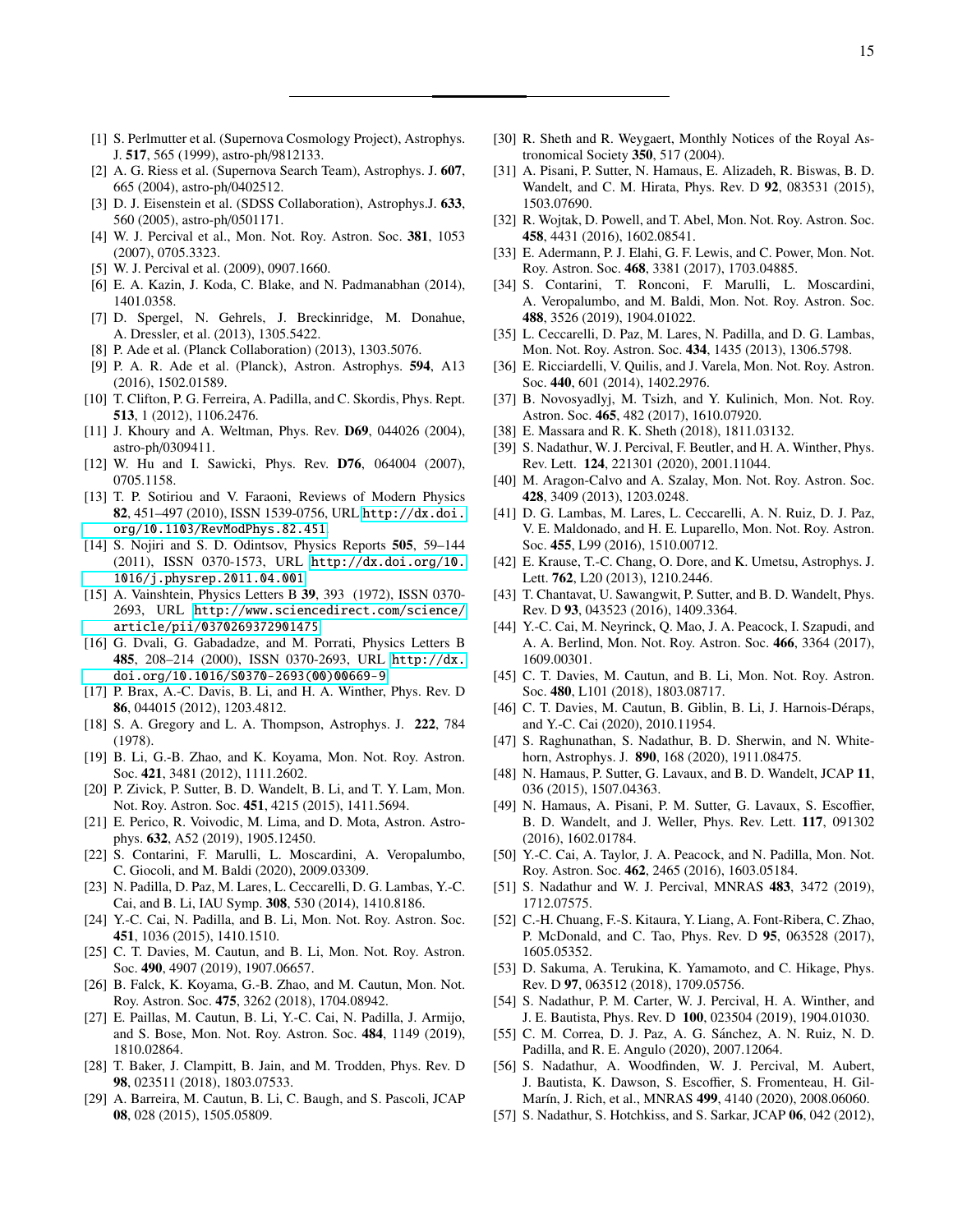[1] S. Perlmutter et al. (Supernova Cosmology Project), Astrophys. J. **517**, 565 (1999), astro-ph/9812133.

[2] A. G. Riess et al. (Supernova Search Team), Astrophys. J. **607**, 665 (2004), astro-ph/0402512.

[3] D. J. Eisenstein et al. (SDSS Collaboration), Astrophys.J. **633**, 560 (2005), astro-ph/0501171.

[4] W. J. Percival et al., Mon. Not. Roy. Astron. Soc. **381**, 1053 (2007), 0705.3323.

[5] W. J. Percival et al. (2009), 0907.1660.

[6] E. A. Kazin, J. Koda, C. Blake, and N. Padmanabhan (2014), 1401.0358.

[7] D. Spergel, N. Gehrels, J. Breckinridge, M. Donahue, A. Dressler, et al. (2013), 1305.5422.

[8] P. Ade et al. (Planck Collaboration) (2013), 1303.5076.

[9] P. A. R. Ade et al. (Planck), Astron. Astrophys. **594**, A13 (2016), 1502.01589.

[10] T. Clifton, P. G. Ferreira, A. Padilla, and C. Skordis, Phys. Rept. **513**, 1 (2012), 1106.2476.

[11] J. Khoury and A. Weltman, Phys. Rev. **D69**, 044026 (2004), astro-ph/0309411.

[12] W. Hu and I. Sawicki, Phys. Rev. **D76**, 064004 (2007), 0705.1158.

[13] T. P. Sotiriou and V. Faraoni, Reviews of Modern Physics **82**, 451–497 (2010), ISSN 1539-0756, URL http://dx.doi.org/10.1103/RevModPhys.82.451.

[14] S. Nojiri and S. D. Odintsov, Physics Reports **505**, 59–144 (2011), ISSN 0370-1573, URL http://dx.doi.org/10.1016/j.physrep.2011.04.001.

[15] A. Vainshtein, Physics Letters B **39**, 393 (1972), ISSN 0370-2693, URL http://www.sciencedirect.com/science/article/pii/0370269372901475.

[16] G. Dvali, G. Gabadadze, and M. Porrati, Physics Letters B **485**, 208–214 (2000), ISSN 0370-2693, URL http://dx.doi.org/10.1016/S0370-2693(00)00669-9.

[17] P. Brax, A.-C. Davis, B. Li, and H. A. Winther, Phys. Rev. D **86**, 044015 (2012), 1203.4812.

[18] S. A. Gregory and L. A. Thompson, Astrophys. J. **222**, 784 (1978).

[19] B. Li, G.-B. Zhao, and K. Koyama, Mon. Not. Roy. Astron. Soc. **421**, 3481 (2012), 1111.2602.

[20] P. Zivick, P. Sutter, B. D. Wandelt, B. Li, and T. Y. Lam, Mon. Not. Roy. Astron. Soc. **451**, 4215 (2015), 1411.5694.

[21] E. Perico, R. Voivodic, M. Lima, and D. Mota, Astron. Astrophys. **632**, A52 (2019), 1905.12450.

[22] S. Contarini, F. Marulli, L. Moscardini, A. Veropalumbo, C. Giocoli, and M. Baldi (2020), 2009.03309.

[23] N. Padilla, D. Paz, M. Lares, L. Ceccarelli, D. G. Lambas, Y.-C. Cai, and B. Li, IAU Symp. **308**, 530 (2014), 1410.8186.

[24] Y.-C. Cai, N. Padilla, and B. Li, Mon. Not. Roy. Astron. Soc. **451**, 1036 (2015), 1410.1510.

[25] C. T. Davies, M. Cautun, and B. Li, Mon. Not. Roy. Astron. Soc. **490**, 4907 (2019), 1907.06657.

[26] B. Falck, K. Koyama, G.-B. Zhao, and M. Cautun, Mon. Not. Roy. Astron. Soc. **475**, 3262 (2018), 1704.08942.

[27] E. Paillas, M. Cautun, B. Li, Y.-C. Cai, N. Padilla, J. Armijo, and S. Bose, Mon. Not. Roy. Astron. Soc. **484**, 1149 (2019), 1810.02864.

[28] T. Baker, J. Clampitt, B. Jain, and M. Trodden, Phys. Rev. D **98**, 023511 (2018), 1803.07533.

[29] A. Barreira, M. Cautun, B. Li, C. Baugh, and S. Pascoli, JCAP **08**, 028 (2015), 1505.05809.

[30] R. Sheth and R. Weygaert, Monthly Notices of the Royal Astronomical Society **350**, 517 (2004).

[31] A. Pisani, P. Sutter, N. Hamaus, E. Alizadeh, R. Biswas, B. D. Wandelt, and C. M. Hirata, Phys. Rev. D **92**, 083531 (2015), 1503.07690.

[32] R. Wojtak, D. Powell, and T. Abel, Mon. Not. Roy. Astron. Soc. **458**, 4431 (2016), 1602.08541.

[33] E. Adermann, P. J. Elahi, G. F. Lewis, and C. Power, Mon. Not. Roy. Astron. Soc. **468**, 3381 (2017), 1703.04885.

[34] S. Contarini, T. Ronconi, F. Marulli, L. Moscardini, A. Veropalumbo, and M. Baldi, Mon. Not. Roy. Astron. Soc. **488**, 3526 (2019), 1904.01022.

[35] L. Ceccarelli, D. Paz, M. Lares, N. Padilla, and D. G. Lambas, Mon. Not. Roy. Astron. Soc. **434**, 1435 (2013), 1306.5798.

[36] E. Ricciardelli, V. Quilis, and J. Varela, Mon. Not. Roy. Astron. Soc. **440**, 601 (2014), 1402.2976.

[37] B. Novosyadlyj, M. Tsizh, and Y. Kulinich, Mon. Not. Roy. Astron. Soc. **465**, 482 (2017), 1610.07920.

[38] E. Massara and R. K. Sheth (2018), 1811.03132.

[39] S. Nadathur, W. J. Percival, F. Beutler, and H. A. Winther, Phys. Rev. Lett. **124**, 221301 (2020), 2001.11044.

[40] M. Aragon-Calvo and A. Szalay, Mon. Not. Roy. Astron. Soc. **428**, 3409 (2013), 1203.0248.

[41] D. G. Lambas, M. Lares, L. Ceccarelli, A. N. Ruiz, D. J. Paz, V. E. Maldonado, and H. E. Luparello, Mon. Not. Roy. Astron. Soc. **455**, L99 (2016), 1510.00712.

[42] E. Krause, T.-C. Chang, O. Dore, and K. Umetsu, Astrophys. J. Lett. **762**, L20 (2013), 1210.2446.

[43] T. Chantavat, U. Sawangwit, P. Sutter, and B. D. Wandelt, Phys. Rev. D **93**, 043523 (2016), 1409.3364.

[44] Y.-C. Cai, M. Neyrinck, Q. Mao, J. A. Peacock, I. Szapudi, and A. A. Berlind, Mon. Not. Roy. Astron. Soc. **466**, 3364 (2017), 1609.00301.

[45] C. T. Davies, M. Cautun, and B. Li, Mon. Not. Roy. Astron. Soc. **480**, L101 (2018), 1803.08717.

[46] C. T. Davies, M. Cautun, B. Giblin, B. Li, J. Harnois-Déraps, and Y.-C. Cai (2020), 2010.11954.

[47] S. Raghunathan, S. Nadathur, B. D. Sherwin, and N. Whitehorn, Astrophys. J. **890**, 168 (2020), 1911.08475.

[48] N. Hamaus, P. Sutter, G. Lavaux, and B. D. Wandelt, JCAP **11**, 036 (2015), 1507.04363.

[49] N. Hamaus, A. Pisani, P. M. Sutter, G. Lavaux, S. Escoffier, B. D. Wandelt, and J. Weller, Phys. Rev. Lett. **117**, 091302 (2016), 1602.01784.

[50] Y.-C. Cai, A. Taylor, J. A. Peacock, and N. Padilla, Mon. Not. Roy. Astron. Soc. **462**, 2465 (2016), 1603.05184.

[51] S. Nadathur and W. J. Percival, MNRAS **483**, 3472 (2019), 1712.07575.

[52] C.-H. Chuang, F.-S. Kitaura, Y. Liang, A. Font-Ribera, C. Zhao, P. McDonald, and C. Tao, Phys. Rev. D **95**, 063528 (2017), 1605.05352.

[53] D. Sakuma, A. Terukina, K. Yamamoto, and C. Hikage, Phys. Rev. D **97**, 063512 (2018), 1709.05756.

[54] S. Nadathur, P. M. Carter, W. J. Percival, H. A. Winther, and J. E. Bautista, Phys. Rev. D **100**, 023504 (2019), 1904.01030.

[55] C. M. Correa, D. J. Paz, A. G. Sánchez, A. N. Ruiz, N. D. Padilla, and R. E. Angulo (2020), 2007.12064.

[56] S. Nadathur, A. Woodfinden, W. J. Percival, M. Aubert, J. Bautista, K. Dawson, S. Escoffier, S. Fromenteau, H. Gil-Marín, J. Rich, et al., MNRAS **499**, 4140 (2020), 2008.06060.

[57] S. Nadathur, S. Hotchkiss, and S. Sarkar, JCAP **06**, 042 (2012),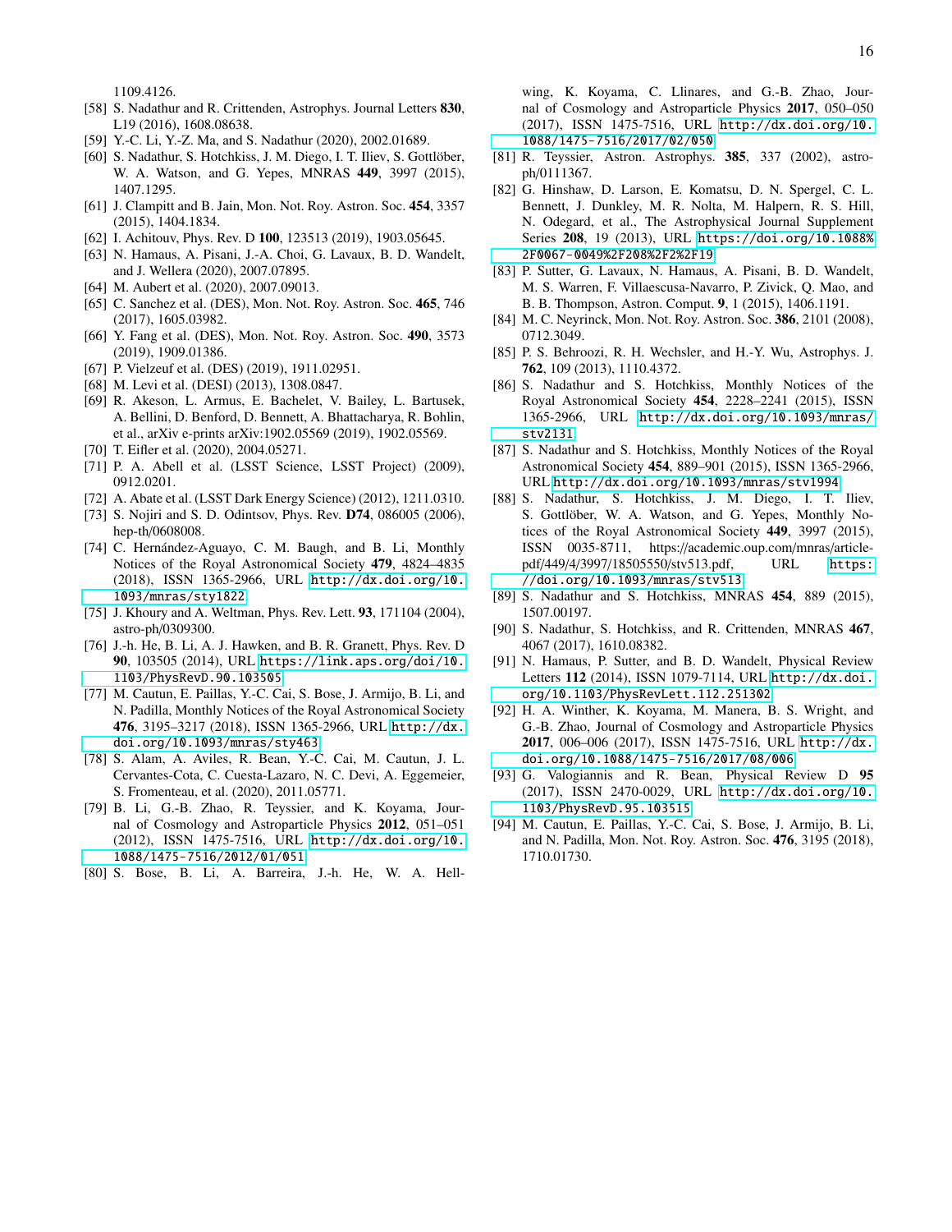1109.4126.

- [58] S. Nadathur and R. Crittenden, Astrophys. Journal Letters **830**, L19 (2016), 1608.08638.
- [59] Y.-C. Li, Y.-Z. Ma, and S. Nadathur (2020), 2002.01689.
- [60] S. Nadathur, S. Hotchkiss, J. M. Diego, I. T. Iliev, S. Gottlöber, W. A. Watson, and G. Yepes, MNRAS **449**, 3997 (2015), 1407.1295.
- [61] J. Clampitt and B. Jain, Mon. Not. Roy. Astron. Soc. **454**, 3357 (2015), 1404.1834.
- [62] I. Achitouv, Phys. Rev. D **100**, 123513 (2019), 1903.05645.
- [63] N. Hamaus, A. Pisani, J.-A. Choi, G. Lavaux, B. D. Wandelt, and J. Wellera (2020), 2007.07895.
- [64] M. Aubert et al. (2020), 2007.09013.
- [65] C. Sanchez et al. (DES), Mon. Not. Roy. Astron. Soc. **465**, 746 (2017), 1605.03982.
- [66] Y. Fang et al. (DES), Mon. Not. Roy. Astron. Soc. **490**, 3573 (2019), 1909.01386.
- [67] P. Vielzeuf et al. (DES) (2019), 1911.02951.
- [68] M. Levi et al. (DESI) (2013), 1308.0847.
- [69] R. Akeson, L. Armus, E. Bachelet, V. Bailey, L. Bartusek, A. Bellini, D. Benford, D. Bennett, A. Bhattacharya, R. Bohlin, et al., arXiv e-prints arXiv:1902.05569 (2019), 1902.05569.
- [70] T. Eifler et al. (2020), 2004.05271.
- [71] P. A. Abell et al. (LSST Science, LSST Project) (2009), 0912.0201.
- [72] A. Abate et al. (LSST Dark Energy Science) (2012), 1211.0310.
- [73] S. Nojiri and S. D. Odintsov, Phys. Rev. **D74**, 086005 (2006), hep-th/0608008.
- [74] C. Hernández-Aguayo, C. M. Baugh, and B. Li, Monthly Notices of the Royal Astronomical Society **479**, 4824–4835 (2018), ISSN 1365-2966, URL http://dx.doi.org/10.1093/mnras/sty1822.
- [75] J. Khoury and A. Weltman, Phys. Rev. Lett. **93**, 171104 (2004), astro-ph/0309300.
- [76] J.-h. He, B. Li, A. J. Hawken, and B. R. Granett, Phys. Rev. D **90**, 103505 (2014), URL https://link.aps.org/doi/10.1103/PhysRevD.90.103505.
- [77] M. Cautun, E. Paillas, Y.-C. Cai, S. Bose, J. Armijo, B. Li, and N. Padilla, Monthly Notices of the Royal Astronomical Society **476**, 3195–3217 (2018), ISSN 1365-2966, URL http://dx.doi.org/10.1093/mnras/sty463.
- [78] S. Alam, A. Aviles, R. Bean, Y.-C. Cai, M. Cautun, J. L. Cervantes-Cota, C. Cuesta-Lazaro, N. C. Devi, A. Eggemeier, S. Fromenteau, et al. (2020), 2011.05771.
- [79] B. Li, G.-B. Zhao, R. Teyssier, and K. Koyama, Journal of Cosmology and Astroparticle Physics **2012**, 051–051 (2012), ISSN 1475-7516, URL http://dx.doi.org/10.1088/1475-7516/2012/01/051.
- [80] S. Bose, B. Li, A. Barreira, J.-h. He, W. A. Hellwing, K. Koyama, C. Llinares, and G.-B. Zhao, Journal of Cosmology and Astroparticle Physics **2017**, 050–050 (2017), ISSN 1475-7516, URL http://dx.doi.org/10.1088/1475-7516/2017/02/050.
- [81] R. Teyssier, Astron. Astrophys. **385**, 337 (2002), astro-ph/0111367.
- [82] G. Hinshaw, D. Larson, E. Komatsu, D. N. Spergel, C. L. Bennett, J. Dunkley, M. R. Nolta, M. Halpern, R. S. Hill, N. Odegard, et al., The Astrophysical Journal Supplement Series **208**, 19 (2013), URL https://doi.org/10.1088%2F0067-0049%2F208%2F2%2F19.
- [83] P. Sutter, G. Lavaux, N. Hamaus, A. Pisani, B. D. Wandelt, M. S. Warren, F. Villaescusa-Navarro, P. Zivick, Q. Mao, and B. B. Thompson, Astron. Comput. **9**, 1 (2015), 1406.1191.
- [84] M. C. Neyrinck, Mon. Not. Roy. Astron. Soc. **386**, 2101 (2008), 0712.3049.
- [85] P. S. Behroozi, R. H. Wechsler, and H.-Y. Wu, Astrophys. J. **762**, 109 (2013), 1110.4372.
- [86] S. Nadathur and S. Hotchkiss, Monthly Notices of the Royal Astronomical Society **454**, 2228–2241 (2015), ISSN 1365-2966, URL http://dx.doi.org/10.1093/mnras/stv2131.
- [87] S. Nadathur and S. Hotchkiss, Monthly Notices of the Royal Astronomical Society **454**, 889–901 (2015), ISSN 1365-2966, URL http://dx.doi.org/10.1093/mnras/stv1994.
- [88] S. Nadathur, S. Hotchkiss, J. M. Diego, I. T. Iliev, S. Gottlöber, W. A. Watson, and G. Yepes, Monthly Notices of the Royal Astronomical Society **449**, 3997 (2015), ISSN 0035-8711, https://academic.oup.com/mnras/article-pdf/449/4/3997/18505550/stv513.pdf, URL https://doi.org/10.1093/mnras/stv513.
- [89] S. Nadathur and S. Hotchkiss, MNRAS **454**, 889 (2015), 1507.00197.
- [90] S. Nadathur, S. Hotchkiss, and R. Crittenden, MNRAS **467**, 4067 (2017), 1610.08382.
- [91] N. Hamaus, P. Sutter, and B. D. Wandelt, Physical Review Letters **112** (2014), ISSN 1079-7114, URL http://dx.doi.org/10.1103/PhysRevLett.112.251302.
- [92] H. A. Winther, K. Koyama, M. Manera, B. S. Wright, and G.-B. Zhao, Journal of Cosmology and Astroparticle Physics **2017**, 006–006 (2017), ISSN 1475-7516, URL http://dx.doi.org/10.1088/1475-7516/2017/08/006.
- [93] G. Valogiannis and R. Bean, Physical Review D **95** (2017), ISSN 2470-0029, URL http://dx.doi.org/10.1103/PhysRevD.95.103515.
- [94] M. Cautun, E. Paillas, Y.-C. Cai, S. Bose, J. Armijo, B. Li, and N. Padilla, Mon. Not. Roy. Astron. Soc. **476**, 3195 (2018), 1710.01730.